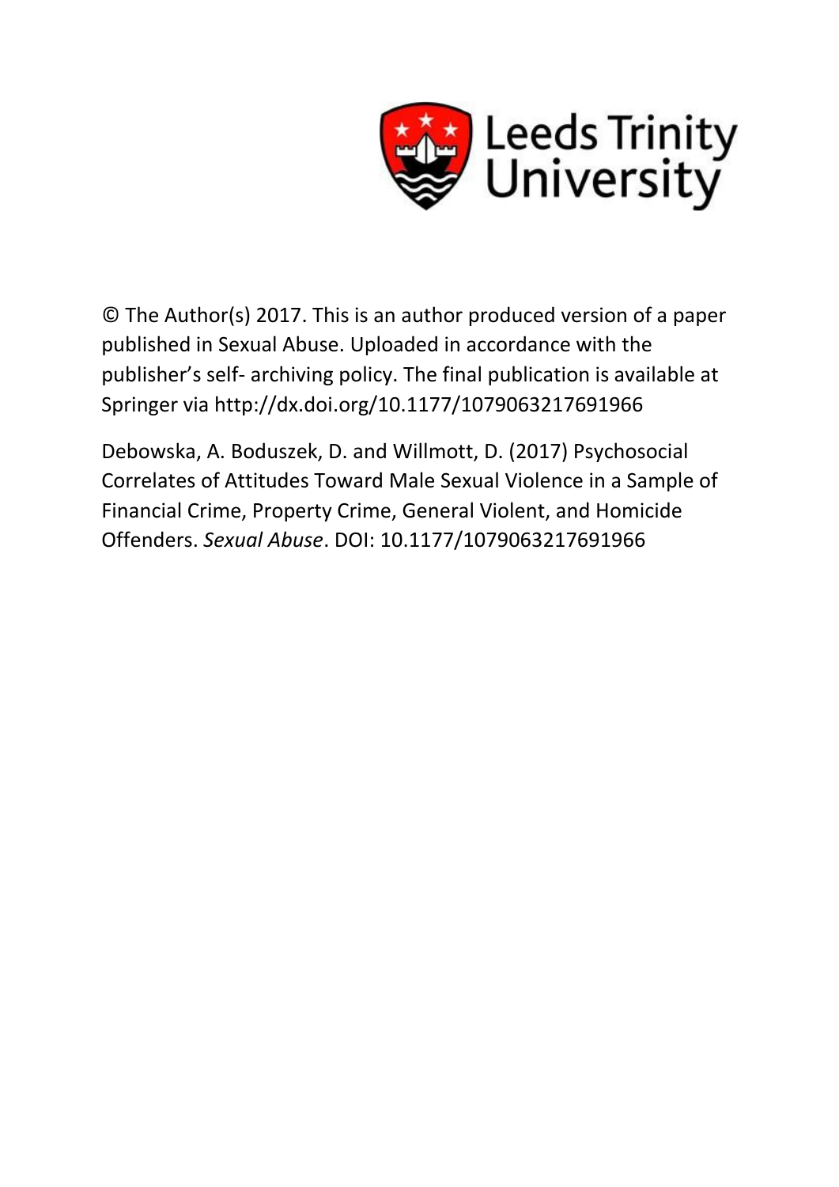Leeds Trinity University

© The Author(s) 2017. This is an author produced version of a paper published in Sexual Abuse. Uploaded in accordance with the publisher's self- archiving policy. The final publication is available at Springer via http://dx.doi.org/10.1177/1079063217691966

Debowska, A. Boduszek, D. and Willmott, D. (2017) Psychosocial Correlates of Attitudes Toward Male Sexual Violence in a Sample of Financial Crime, Property Crime, General Violent, and Homicide Offenders. *Sexual Abuse*. DOI: 10.1177/1079063217691966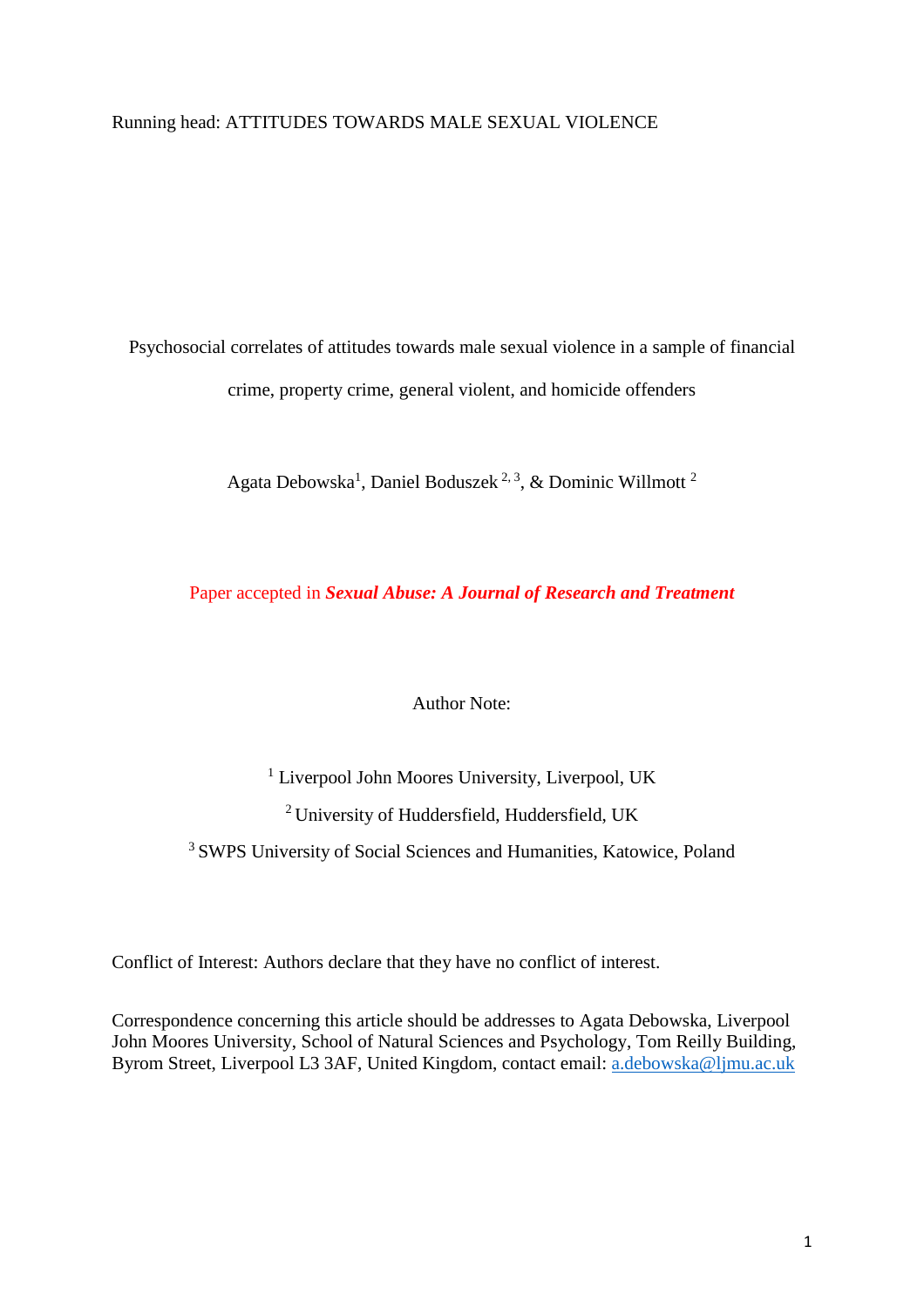Psychosocial correlates of attitudes towards male sexual violence in a sample of financial crime, property crime, general violent, and homicide offenders

Agata Debowska[1], Daniel Boduszek[2, 3], & Dominic Willmott[2]

Paper accepted in ***Sexual Abuse: A Journal of Research and Treatment***

Author Note:

[1] Liverpool John Moores University, Liverpool, UK

[2] University of Huddersfield, Huddersfield, UK

[3] SWPS University of Social Sciences and Humanities, Katowice, Poland

Conflict of Interest: Authors declare that they have no conflict of interest.

Correspondence concerning this article should be addresses to Agata Debowska, Liverpool John Moores University, School of Natural Sciences and Psychology, Tom Reilly Building, Byrom Street, Liverpool L3 3AF, United Kingdom, contact email: a.debowska@ljmu.ac.uk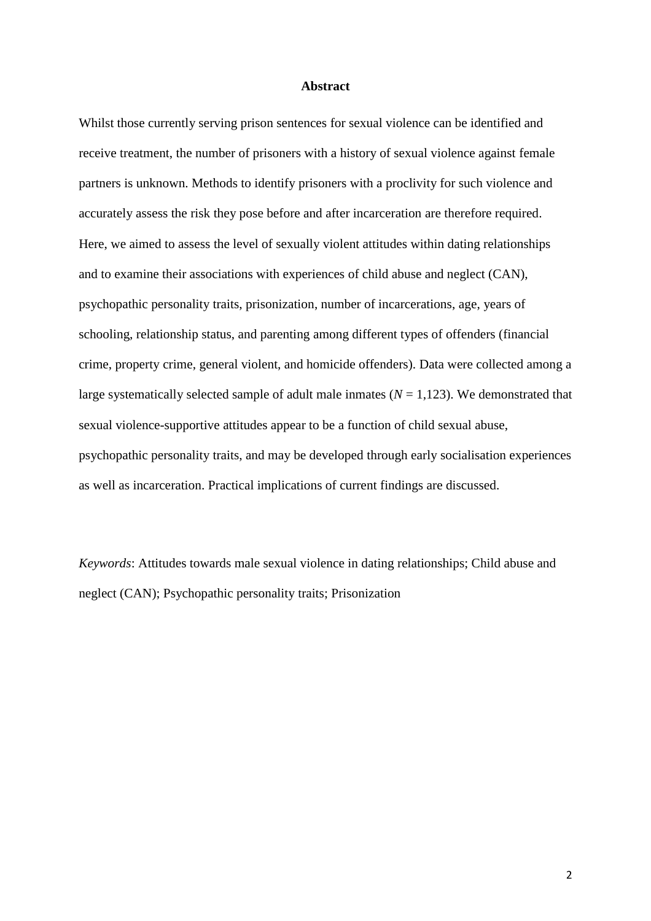## Abstract

Whilst those currently serving prison sentences for sexual violence can be identified and receive treatment, the number of prisoners with a history of sexual violence against female partners is unknown. Methods to identify prisoners with a proclivity for such violence and accurately assess the risk they pose before and after incarceration are therefore required. Here, we aimed to assess the level of sexually violent attitudes within dating relationships and to examine their associations with experiences of child abuse and neglect (CAN), psychopathic personality traits, prisonization, number of incarcerations, age, years of schooling, relationship status, and parenting among different types of offenders (financial crime, property crime, general violent, and homicide offenders). Data were collected among a large systematically selected sample of adult male inmates ($N$ = 1,123). We demonstrated that sexual violence-supportive attitudes appear to be a function of child sexual abuse, psychopathic personality traits, and may be developed through early socialisation experiences as well as incarceration. Practical implications of current findings are discussed.

*Keywords*: Attitudes towards male sexual violence in dating relationships; Child abuse and neglect (CAN); Psychopathic personality traits; Prisonization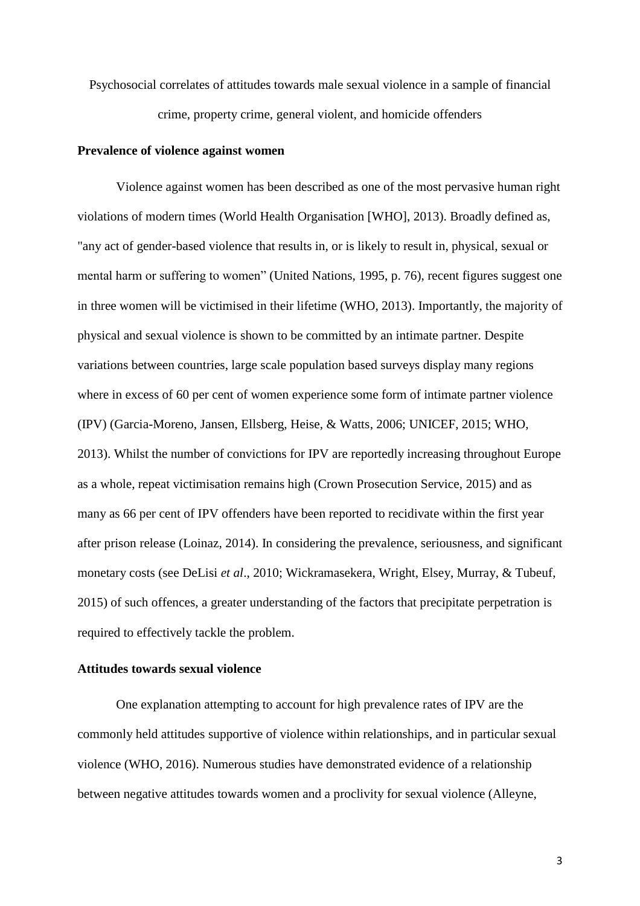Psychosocial correlates of attitudes towards male sexual violence in a sample of financial crime, property crime, general violent, and homicide offenders

## Prevalence of violence against women

Violence against women has been described as one of the most pervasive human right violations of modern times (World Health Organisation [WHO], 2013). Broadly defined as, "any act of gender-based violence that results in, or is likely to result in, physical, sexual or mental harm or suffering to women" (United Nations, 1995, p. 76), recent figures suggest one in three women will be victimised in their lifetime (WHO, 2013). Importantly, the majority of physical and sexual violence is shown to be committed by an intimate partner. Despite variations between countries, large scale population based surveys display many regions where in excess of 60 per cent of women experience some form of intimate partner violence (IPV) (Garcia-Moreno, Jansen, Ellsberg, Heise, & Watts, 2006; UNICEF, 2015; WHO, 2013). Whilst the number of convictions for IPV are reportedly increasing throughout Europe as a whole, repeat victimisation remains high (Crown Prosecution Service, 2015) and as many as 66 per cent of IPV offenders have been reported to recidivate within the first year after prison release (Loinaz, 2014). In considering the prevalence, seriousness, and significant monetary costs (see DeLisi *et al*., 2010; Wickramasekera, Wright, Elsey, Murray, & Tubeuf, 2015) of such offences, a greater understanding of the factors that precipitate perpetration is required to effectively tackle the problem.

## Attitudes towards sexual violence

One explanation attempting to account for high prevalence rates of IPV are the commonly held attitudes supportive of violence within relationships, and in particular sexual violence (WHO, 2016). Numerous studies have demonstrated evidence of a relationship between negative attitudes towards women and a proclivity for sexual violence (Alleyne,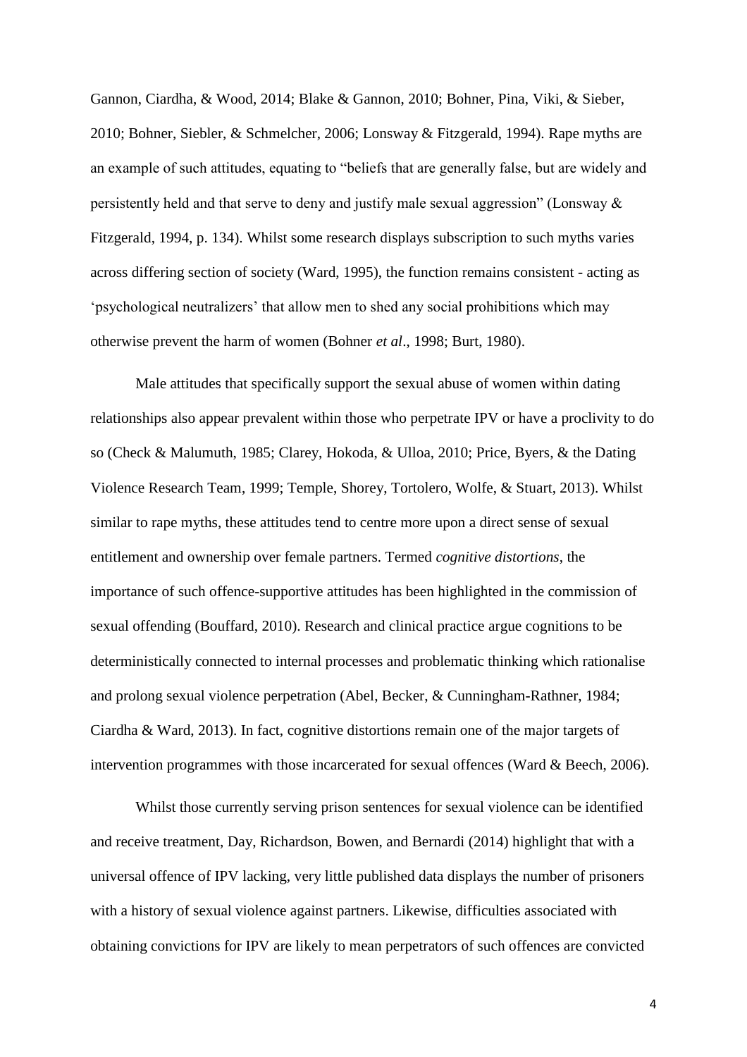Gannon, Ciardha, & Wood, 2014; Blake & Gannon, 2010; Bohner, Pina, Viki, & Sieber, 2010; Bohner, Siebler, & Schmelcher, 2006; Lonsway & Fitzgerald, 1994). Rape myths are an example of such attitudes, equating to "beliefs that are generally false, but are widely and persistently held and that serve to deny and justify male sexual aggression" (Lonsway & Fitzgerald, 1994, p. 134). Whilst some research displays subscription to such myths varies across differing section of society (Ward, 1995), the function remains consistent - acting as 'psychological neutralizers' that allow men to shed any social prohibitions which may otherwise prevent the harm of women (Bohner *et al*., 1998; Burt, 1980).

Male attitudes that specifically support the sexual abuse of women within dating relationships also appear prevalent within those who perpetrate IPV or have a proclivity to do so (Check & Malumuth, 1985; Clarey, Hokoda, & Ulloa, 2010; Price, Byers, & the Dating Violence Research Team, 1999; Temple, Shorey, Tortolero, Wolfe, & Stuart, 2013). Whilst similar to rape myths, these attitudes tend to centre more upon a direct sense of sexual entitlement and ownership over female partners. Termed *cognitive distortions*, the importance of such offence-supportive attitudes has been highlighted in the commission of sexual offending (Bouffard, 2010). Research and clinical practice argue cognitions to be deterministically connected to internal processes and problematic thinking which rationalise and prolong sexual violence perpetration (Abel, Becker, & Cunningham-Rathner, 1984; Ciardha & Ward, 2013). In fact, cognitive distortions remain one of the major targets of intervention programmes with those incarcerated for sexual offences (Ward & Beech, 2006).

Whilst those currently serving prison sentences for sexual violence can be identified and receive treatment, Day, Richardson, Bowen, and Bernardi (2014) highlight that with a universal offence of IPV lacking, very little published data displays the number of prisoners with a history of sexual violence against partners. Likewise, difficulties associated with obtaining convictions for IPV are likely to mean perpetrators of such offences are convicted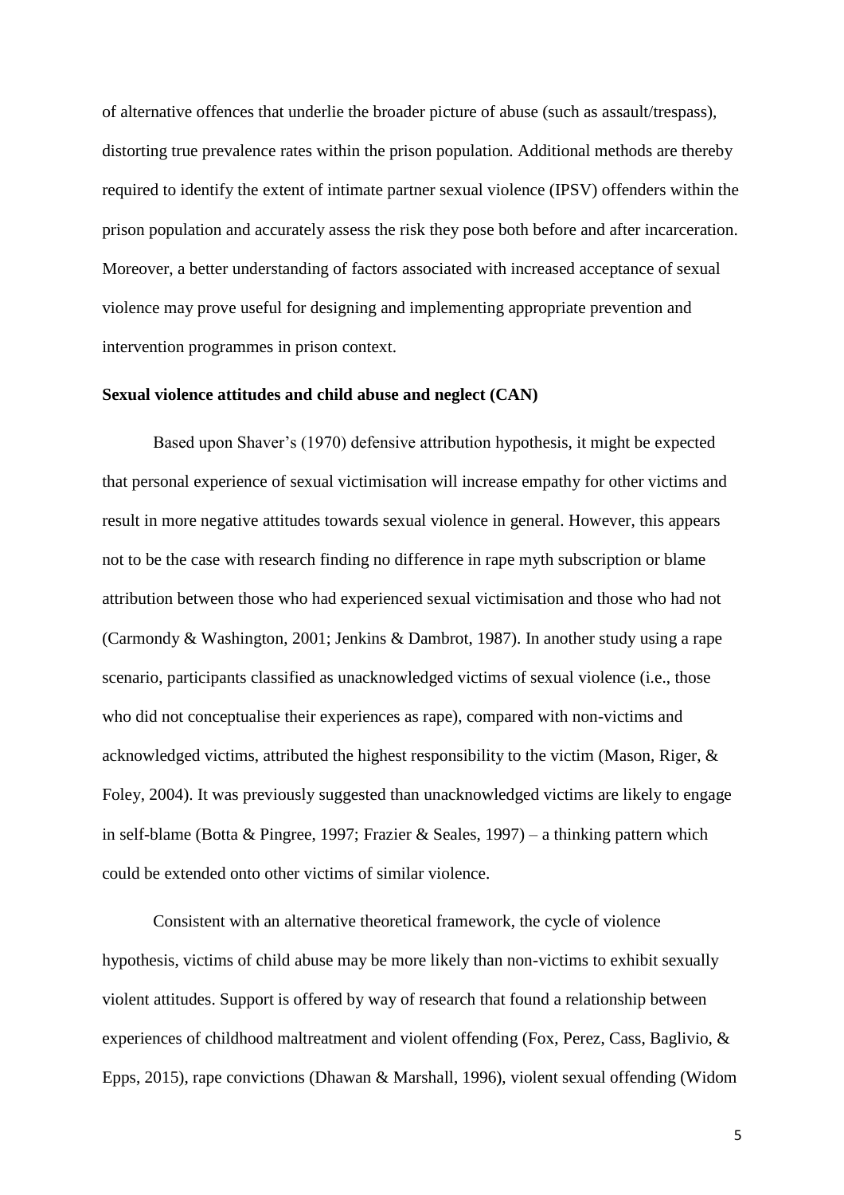of alternative offences that underlie the broader picture of abuse (such as assault/trespass), distorting true prevalence rates within the prison population. Additional methods are thereby required to identify the extent of intimate partner sexual violence (IPSV) offenders within the prison population and accurately assess the risk they pose both before and after incarceration. Moreover, a better understanding of factors associated with increased acceptance of sexual violence may prove useful for designing and implementing appropriate prevention and intervention programmes in prison context.

**Sexual violence attitudes and child abuse and neglect (CAN)**

Based upon Shaver's (1970) defensive attribution hypothesis, it might be expected that personal experience of sexual victimisation will increase empathy for other victims and result in more negative attitudes towards sexual violence in general. However, this appears not to be the case with research finding no difference in rape myth subscription or blame attribution between those who had experienced sexual victimisation and those who had not (Carmondy & Washington, 2001; Jenkins & Dambrot, 1987). In another study using a rape scenario, participants classified as unacknowledged victims of sexual violence (i.e., those who did not conceptualise their experiences as rape), compared with non-victims and acknowledged victims, attributed the highest responsibility to the victim (Mason, Riger, & Foley, 2004). It was previously suggested than unacknowledged victims are likely to engage in self-blame (Botta & Pingree, 1997; Frazier & Seales, 1997) – a thinking pattern which could be extended onto other victims of similar violence.

Consistent with an alternative theoretical framework, the cycle of violence hypothesis, victims of child abuse may be more likely than non-victims to exhibit sexually violent attitudes. Support is offered by way of research that found a relationship between experiences of childhood maltreatment and violent offending (Fox, Perez, Cass, Baglivio, & Epps, 2015), rape convictions (Dhawan & Marshall, 1996), violent sexual offending (Widom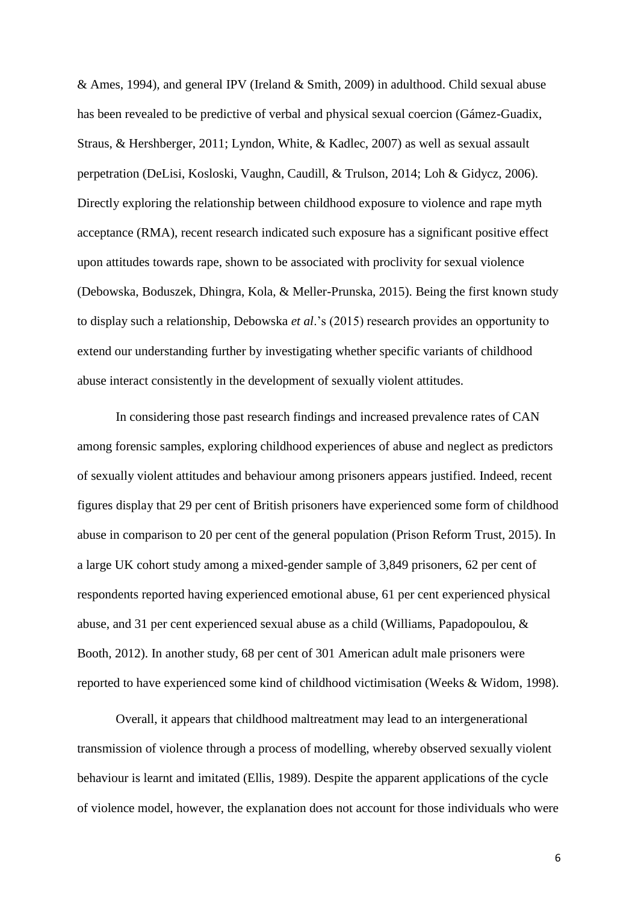& Ames, 1994), and general IPV (Ireland & Smith, 2009) in adulthood. Child sexual abuse has been revealed to be predictive of verbal and physical sexual coercion (Gámez-Guadix, Straus, & Hershberger, 2011; Lyndon, White, & Kadlec, 2007) as well as sexual assault perpetration (DeLisi, Kosloski, Vaughn, Caudill, & Trulson, 2014; Loh & Gidycz, 2006). Directly exploring the relationship between childhood exposure to violence and rape myth acceptance (RMA), recent research indicated such exposure has a significant positive effect upon attitudes towards rape, shown to be associated with proclivity for sexual violence (Debowska, Boduszek, Dhingra, Kola, & Meller-Prunska, 2015). Being the first known study to display such a relationship, Debowska *et al*.'s (2015) research provides an opportunity to extend our understanding further by investigating whether specific variants of childhood abuse interact consistently in the development of sexually violent attitudes.

In considering those past research findings and increased prevalence rates of CAN among forensic samples, exploring childhood experiences of abuse and neglect as predictors of sexually violent attitudes and behaviour among prisoners appears justified. Indeed, recent figures display that 29 per cent of British prisoners have experienced some form of childhood abuse in comparison to 20 per cent of the general population (Prison Reform Trust, 2015). In a large UK cohort study among a mixed-gender sample of 3,849 prisoners, 62 per cent of respondents reported having experienced emotional abuse, 61 per cent experienced physical abuse, and 31 per cent experienced sexual abuse as a child (Williams, Papadopoulou, & Booth, 2012). In another study, 68 per cent of 301 American adult male prisoners were reported to have experienced some kind of childhood victimisation (Weeks & Widom, 1998).

Overall, it appears that childhood maltreatment may lead to an intergenerational transmission of violence through a process of modelling, whereby observed sexually violent behaviour is learnt and imitated (Ellis, 1989). Despite the apparent applications of the cycle of violence model, however, the explanation does not account for those individuals who were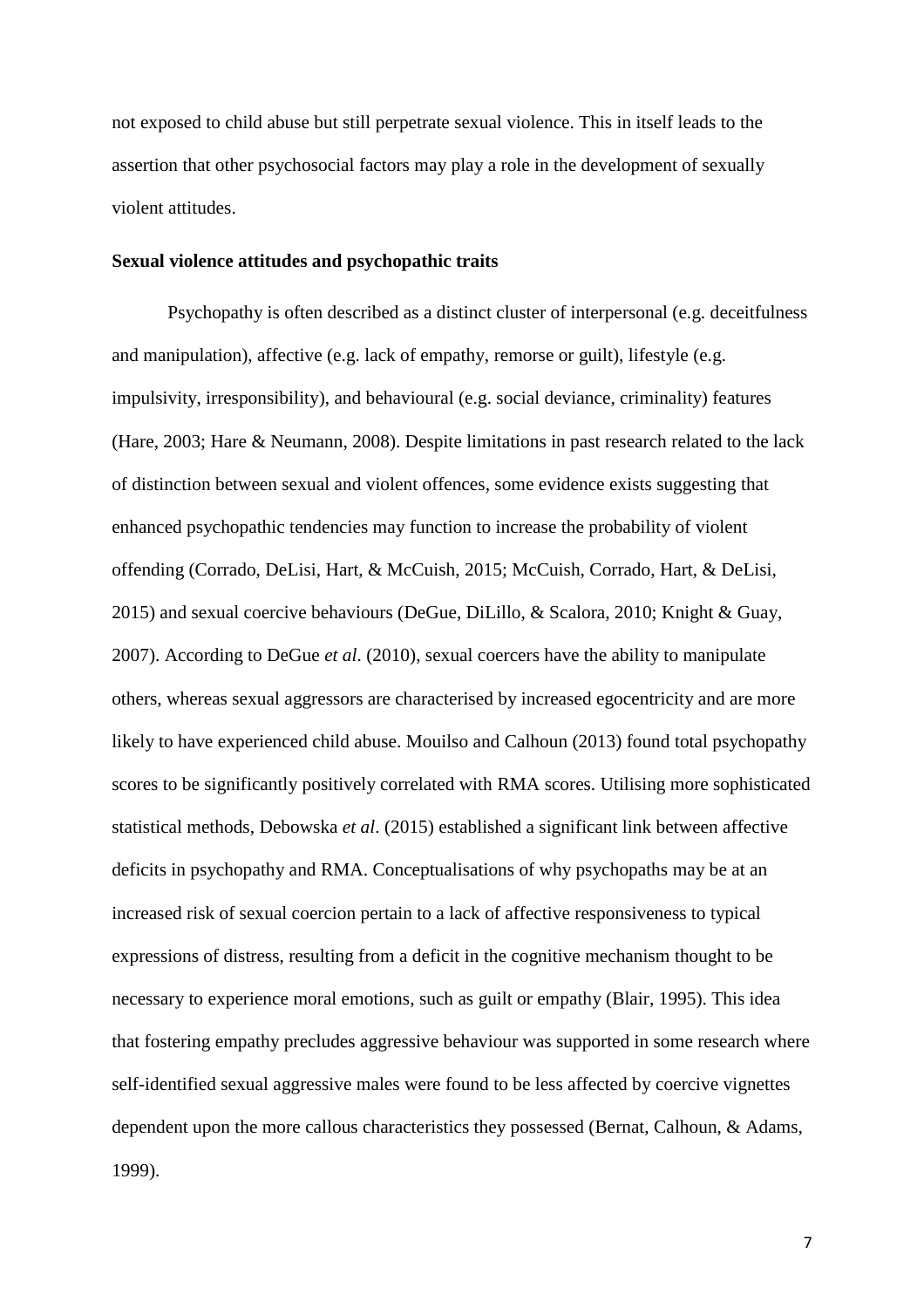not exposed to child abuse but still perpetrate sexual violence. This in itself leads to the assertion that other psychosocial factors may play a role in the development of sexually violent attitudes.

**Sexual violence attitudes and psychopathic traits**

Psychopathy is often described as a distinct cluster of interpersonal (e.g. deceitfulness and manipulation), affective (e.g. lack of empathy, remorse or guilt), lifestyle (e.g. impulsivity, irresponsibility), and behavioural (e.g. social deviance, criminality) features (Hare, 2003; Hare & Neumann, 2008). Despite limitations in past research related to the lack of distinction between sexual and violent offences, some evidence exists suggesting that enhanced psychopathic tendencies may function to increase the probability of violent offending (Corrado, DeLisi, Hart, & McCuish, 2015; McCuish, Corrado, Hart, & DeLisi, 2015) and sexual coercive behaviours (DeGue, DiLillo, & Scalora, 2010; Knight & Guay, 2007). According to DeGue *et al*. (2010), sexual coercers have the ability to manipulate others, whereas sexual aggressors are characterised by increased egocentricity and are more likely to have experienced child abuse. Mouilso and Calhoun (2013) found total psychopathy scores to be significantly positively correlated with RMA scores. Utilising more sophisticated statistical methods, Debowska *et al*. (2015) established a significant link between affective deficits in psychopathy and RMA. Conceptualisations of why psychopaths may be at an increased risk of sexual coercion pertain to a lack of affective responsiveness to typical expressions of distress, resulting from a deficit in the cognitive mechanism thought to be necessary to experience moral emotions, such as guilt or empathy (Blair, 1995). This idea that fostering empathy precludes aggressive behaviour was supported in some research where self-identified sexual aggressive males were found to be less affected by coercive vignettes dependent upon the more callous characteristics they possessed (Bernat, Calhoun, & Adams, 1999).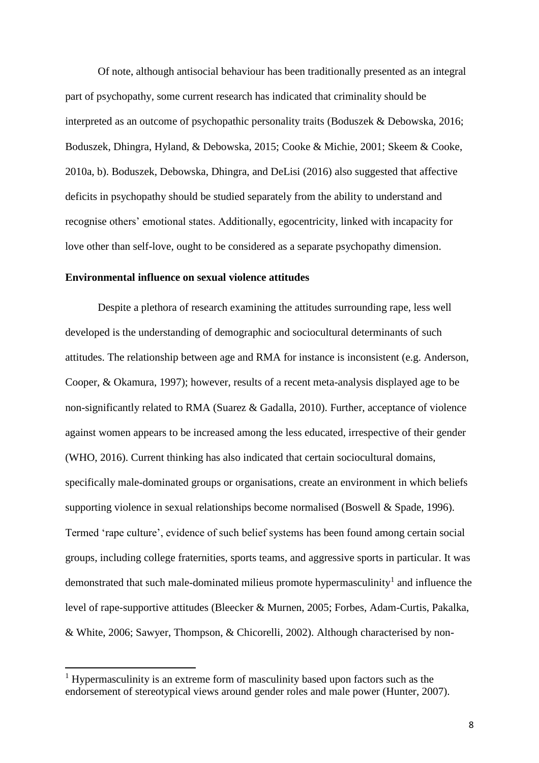Of note, although antisocial behaviour has been traditionally presented as an integral part of psychopathy, some current research has indicated that criminality should be interpreted as an outcome of psychopathic personality traits (Boduszek & Debowska, 2016; Boduszek, Dhingra, Hyland, & Debowska, 2015; Cooke & Michie, 2001; Skeem & Cooke, 2010a, b). Boduszek, Debowska, Dhingra, and DeLisi (2016) also suggested that affective deficits in psychopathy should be studied separately from the ability to understand and recognise others' emotional states. Additionally, egocentricity, linked with incapacity for love other than self-love, ought to be considered as a separate psychopathy dimension.

**Environmental influence on sexual violence attitudes**

Despite a plethora of research examining the attitudes surrounding rape, less well developed is the understanding of demographic and sociocultural determinants of such attitudes. The relationship between age and RMA for instance is inconsistent (e.g. Anderson, Cooper, & Okamura, 1997); however, results of a recent meta-analysis displayed age to be non-significantly related to RMA (Suarez & Gadalla, 2010). Further, acceptance of violence against women appears to be increased among the less educated, irrespective of their gender (WHO, 2016). Current thinking has also indicated that certain sociocultural domains, specifically male-dominated groups or organisations, create an environment in which beliefs supporting violence in sexual relationships become normalised (Boswell & Spade, 1996). Termed 'rape culture', evidence of such belief systems has been found among certain social groups, including college fraternities, sports teams, and aggressive sports in particular. It was demonstrated that such male-dominated milieus promote hypermasculinity[1] and influence the level of rape-supportive attitudes (Bleecker & Murnen, 2005; Forbes, Adam-Curtis, Pakalka, & White, 2006; Sawyer, Thompson, & Chicorelli, 2002). Although characterised by non-

[1] Hypermasculinity is an extreme form of masculinity based upon factors such as the endorsement of stereotypical views around gender roles and male power (Hunter, 2007).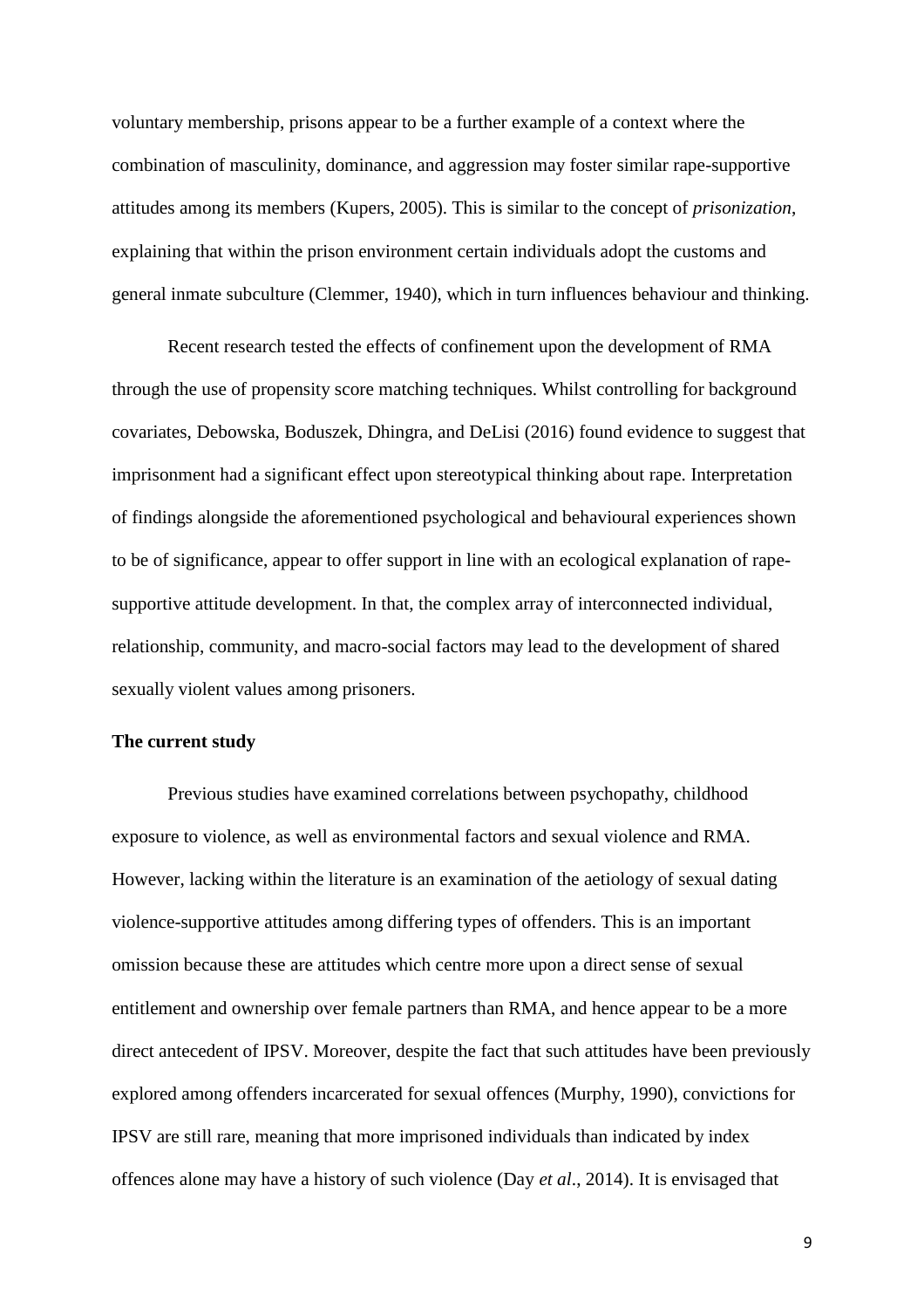voluntary membership, prisons appear to be a further example of a context where the combination of masculinity, dominance, and aggression may foster similar rape-supportive attitudes among its members (Kupers, 2005). This is similar to the concept of *prisonization*, explaining that within the prison environment certain individuals adopt the customs and general inmate subculture (Clemmer, 1940), which in turn influences behaviour and thinking.

Recent research tested the effects of confinement upon the development of RMA through the use of propensity score matching techniques. Whilst controlling for background covariates, Debowska, Boduszek, Dhingra, and DeLisi (2016) found evidence to suggest that imprisonment had a significant effect upon stereotypical thinking about rape. Interpretation of findings alongside the aforementioned psychological and behavioural experiences shown to be of significance, appear to offer support in line with an ecological explanation of rape-supportive attitude development. In that, the complex array of interconnected individual, relationship, community, and macro-social factors may lead to the development of shared sexually violent values among prisoners.

### The current study

Previous studies have examined correlations between psychopathy, childhood exposure to violence, as well as environmental factors and sexual violence and RMA. However, lacking within the literature is an examination of the aetiology of sexual dating violence-supportive attitudes among differing types of offenders. This is an important omission because these are attitudes which centre more upon a direct sense of sexual entitlement and ownership over female partners than RMA, and hence appear to be a more direct antecedent of IPSV. Moreover, despite the fact that such attitudes have been previously explored among offenders incarcerated for sexual offences (Murphy, 1990), convictions for IPSV are still rare, meaning that more imprisoned individuals than indicated by index offences alone may have a history of such violence (Day *et al*., 2014). It is envisaged that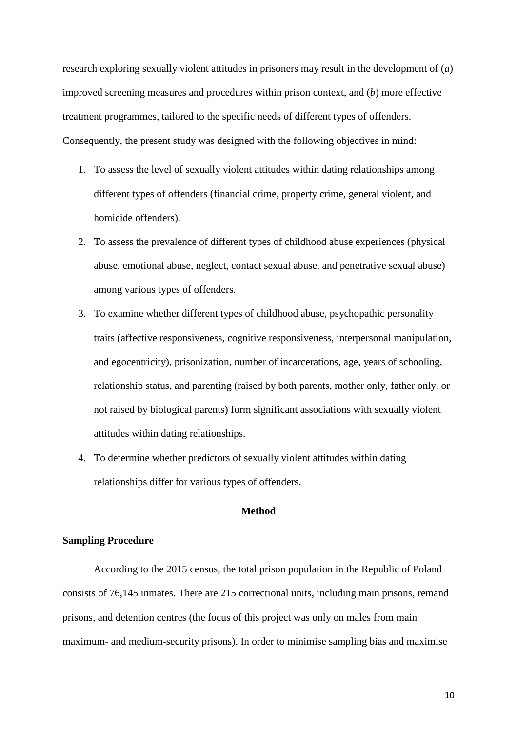research exploring sexually violent attitudes in prisoners may result in the development of (*a*) improved screening measures and procedures within prison context, and (*b*) more effective treatment programmes, tailored to the specific needs of different types of offenders. Consequently, the present study was designed with the following objectives in mind:

1. To assess the level of sexually violent attitudes within dating relationships among different types of offenders (financial crime, property crime, general violent, and homicide offenders).
2. To assess the prevalence of different types of childhood abuse experiences (physical abuse, emotional abuse, neglect, contact sexual abuse, and penetrative sexual abuse) among various types of offenders.
3. To examine whether different types of childhood abuse, psychopathic personality traits (affective responsiveness, cognitive responsiveness, interpersonal manipulation, and egocentricity), prisonization, number of incarcerations, age, years of schooling, relationship status, and parenting (raised by both parents, mother only, father only, or not raised by biological parents) form significant associations with sexually violent attitudes within dating relationships.
4. To determine whether predictors of sexually violent attitudes within dating relationships differ for various types of offenders.

## Method

### Sampling Procedure

According to the 2015 census, the total prison population in the Republic of Poland consists of 76,145 inmates. There are 215 correctional units, including main prisons, remand prisons, and detention centres (the focus of this project was only on males from main maximum- and medium-security prisons). In order to minimise sampling bias and maximise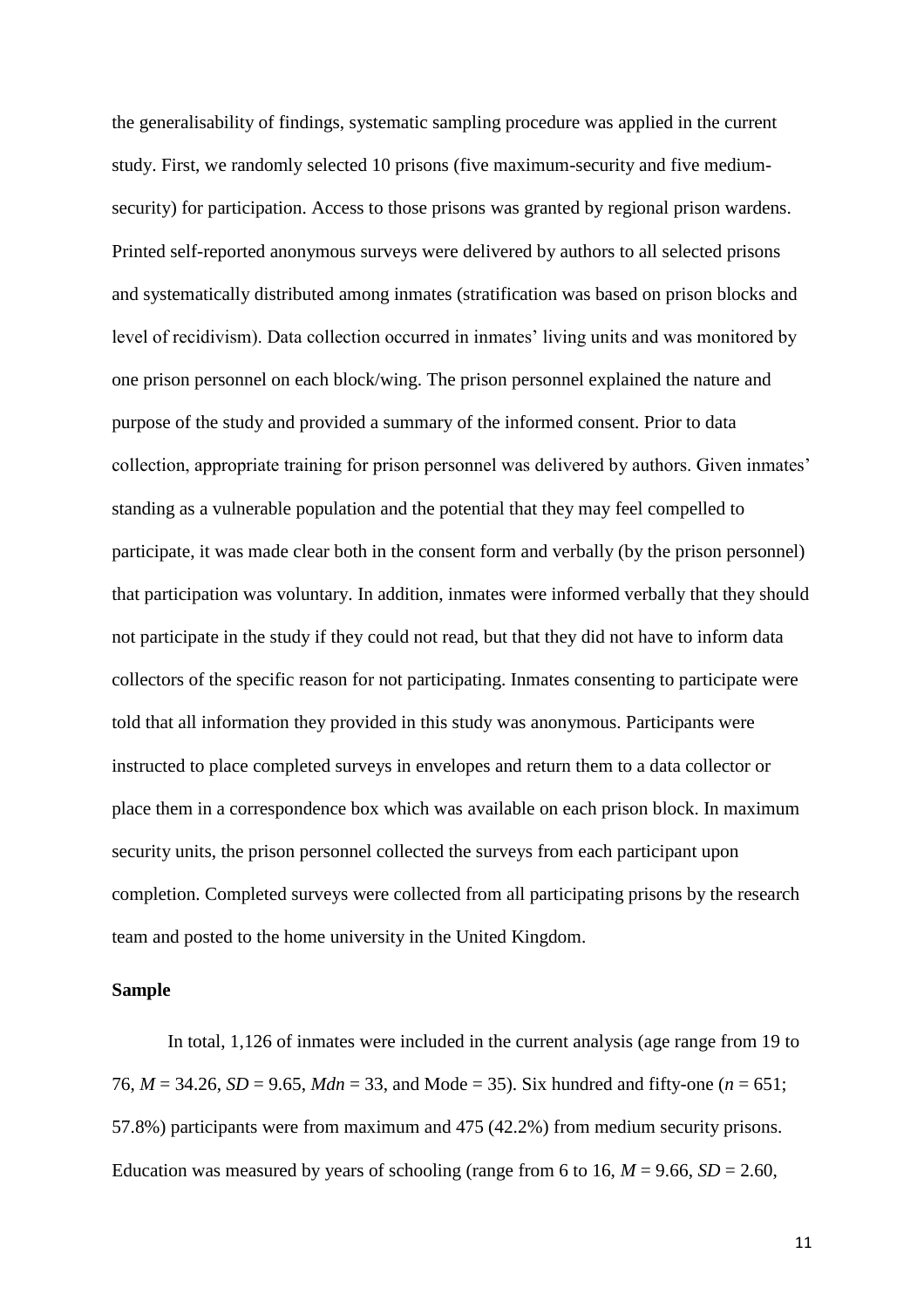the generalisability of findings, systematic sampling procedure was applied in the current study. First, we randomly selected 10 prisons (five maximum-security and five medium-security) for participation. Access to those prisons was granted by regional prison wardens. Printed self-reported anonymous surveys were delivered by authors to all selected prisons and systematically distributed among inmates (stratification was based on prison blocks and level of recidivism). Data collection occurred in inmates' living units and was monitored by one prison personnel on each block/wing. The prison personnel explained the nature and purpose of the study and provided a summary of the informed consent. Prior to data collection, appropriate training for prison personnel was delivered by authors. Given inmates' standing as a vulnerable population and the potential that they may feel compelled to participate, it was made clear both in the consent form and verbally (by the prison personnel) that participation was voluntary. In addition, inmates were informed verbally that they should not participate in the study if they could not read, but that they did not have to inform data collectors of the specific reason for not participating. Inmates consenting to participate were told that all information they provided in this study was anonymous. Participants were instructed to place completed surveys in envelopes and return them to a data collector or place them in a correspondence box which was available on each prison block. In maximum security units, the prison personnel collected the surveys from each participant upon completion. Completed surveys were collected from all participating prisons by the research team and posted to the home university in the United Kingdom.

**Sample**

In total, 1,126 of inmates were included in the current analysis (age range from 19 to 76, $M$ = 34.26, $SD$ = 9.65, $Mdn$ = 33, and Mode = 35). Six hundred and fifty-one ($n$ = 651; 57.8%) participants were from maximum and 475 (42.2%) from medium security prisons. Education was measured by years of schooling (range from 6 to 16, $M$ = 9.66, $SD$ = 2.60,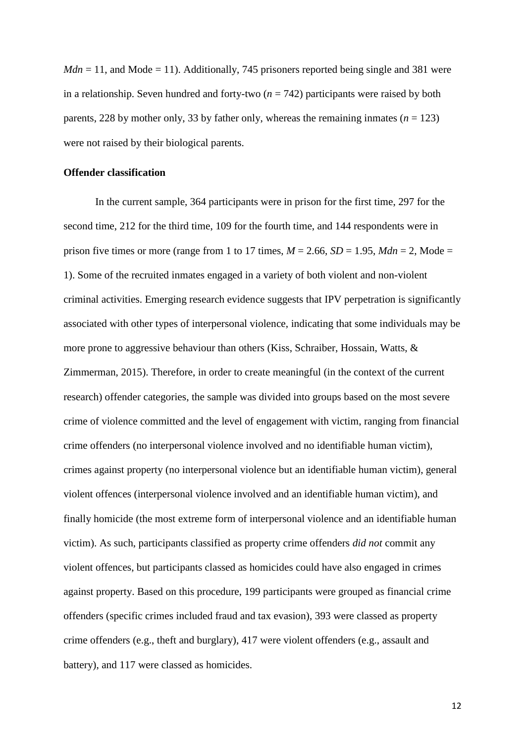*Mdn* = 11, and Mode = 11). Additionally, 745 prisoners reported being single and 381 were in a relationship. Seven hundred and forty-two (*n* = 742) participants were raised by both parents, 228 by mother only, 33 by father only, whereas the remaining inmates (*n* = 123) were not raised by their biological parents.

**Offender classification**

In the current sample, 364 participants were in prison for the first time, 297 for the second time, 212 for the third time, 109 for the fourth time, and 144 respondents were in prison five times or more (range from 1 to 17 times, *M* = 2.66, *SD* = 1.95, *Mdn* = 2, Mode = 1). Some of the recruited inmates engaged in a variety of both violent and non-violent criminal activities. Emerging research evidence suggests that IPV perpetration is significantly associated with other types of interpersonal violence, indicating that some individuals may be more prone to aggressive behaviour than others (Kiss, Schraiber, Hossain, Watts, & Zimmerman, 2015). Therefore, in order to create meaningful (in the context of the current research) offender categories, the sample was divided into groups based on the most severe crime of violence committed and the level of engagement with victim, ranging from financial crime offenders (no interpersonal violence involved and no identifiable human victim), crimes against property (no interpersonal violence but an identifiable human victim), general violent offences (interpersonal violence involved and an identifiable human victim), and finally homicide (the most extreme form of interpersonal violence and an identifiable human victim). As such, participants classified as property crime offenders *did not* commit any violent offences, but participants classed as homicides could have also engaged in crimes against property. Based on this procedure, 199 participants were grouped as financial crime offenders (specific crimes included fraud and tax evasion), 393 were classed as property crime offenders (e.g., theft and burglary), 417 were violent offenders (e.g., assault and battery), and 117 were classed as homicides.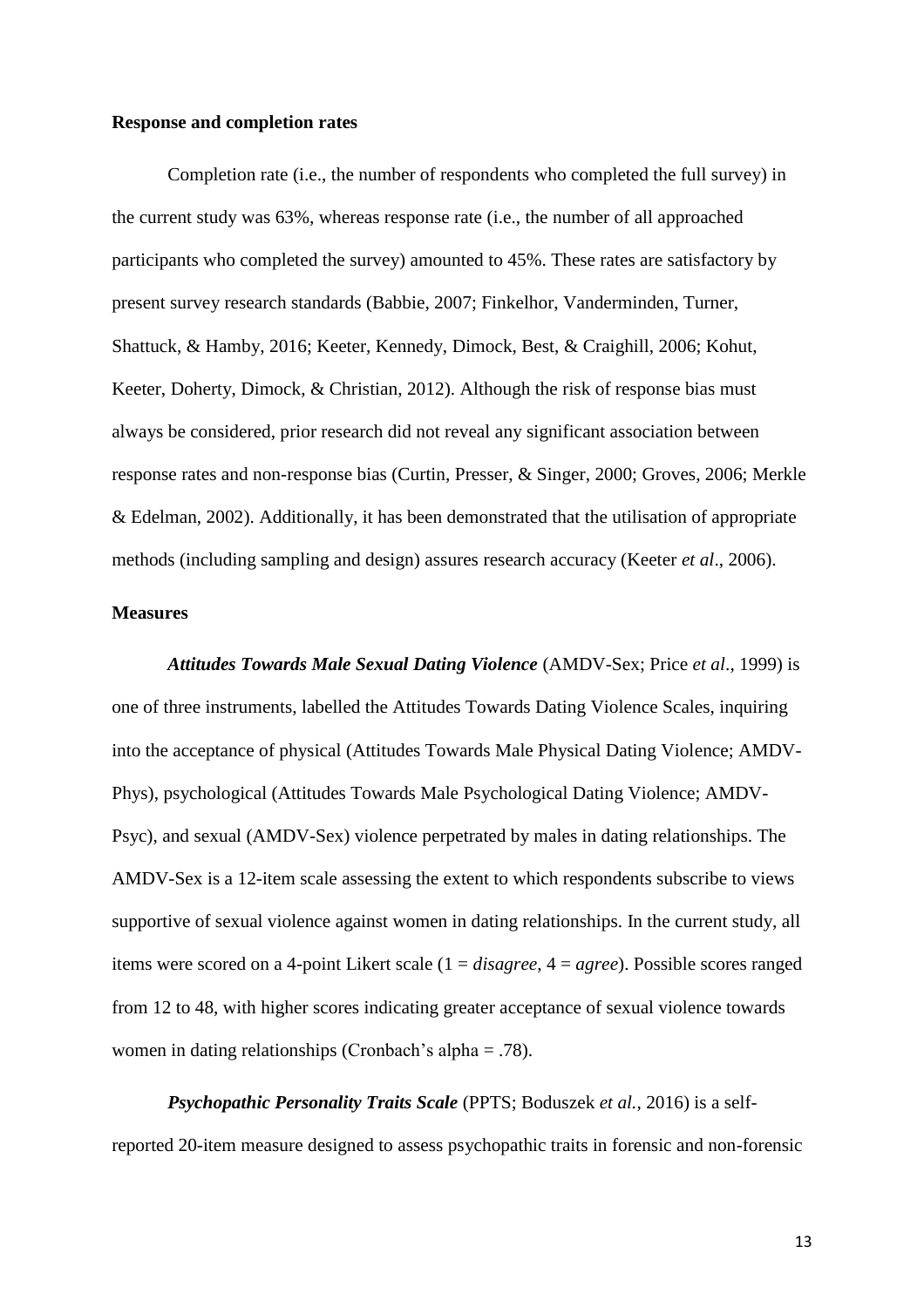**Response and completion rates**

Completion rate (i.e., the number of respondents who completed the full survey) in the current study was 63%, whereas response rate (i.e., the number of all approached participants who completed the survey) amounted to 45%. These rates are satisfactory by present survey research standards (Babbie, 2007; Finkelhor, Vanderminden, Turner, Shattuck, & Hamby, 2016; Keeter, Kennedy, Dimock, Best, & Craighill, 2006; Kohut, Keeter, Doherty, Dimock, & Christian, 2012). Although the risk of response bias must always be considered, prior research did not reveal any significant association between response rates and non-response bias (Curtin, Presser, & Singer, 2000; Groves, 2006; Merkle & Edelman, 2002). Additionally, it has been demonstrated that the utilisation of appropriate methods (including sampling and design) assures research accuracy (Keeter *et al*., 2006).

**Measures**

***Attitudes Towards Male Sexual Dating Violence*** (AMDV-Sex; Price *et al*., 1999) is one of three instruments, labelled the Attitudes Towards Dating Violence Scales, inquiring into the acceptance of physical (Attitudes Towards Male Physical Dating Violence; AMDV-Phys), psychological (Attitudes Towards Male Psychological Dating Violence; AMDV-Psyc), and sexual (AMDV-Sex) violence perpetrated by males in dating relationships. The AMDV-Sex is a 12-item scale assessing the extent to which respondents subscribe to views supportive of sexual violence against women in dating relationships. In the current study, all items were scored on a 4-point Likert scale (1 = *disagree*, 4 = *agree*). Possible scores ranged from 12 to 48, with higher scores indicating greater acceptance of sexual violence towards women in dating relationships (Cronbach's alpha = .78).

***Psychopathic Personality Traits Scale*** (PPTS; Boduszek *et al.*, 2016) is a self-reported 20-item measure designed to assess psychopathic traits in forensic and non-forensic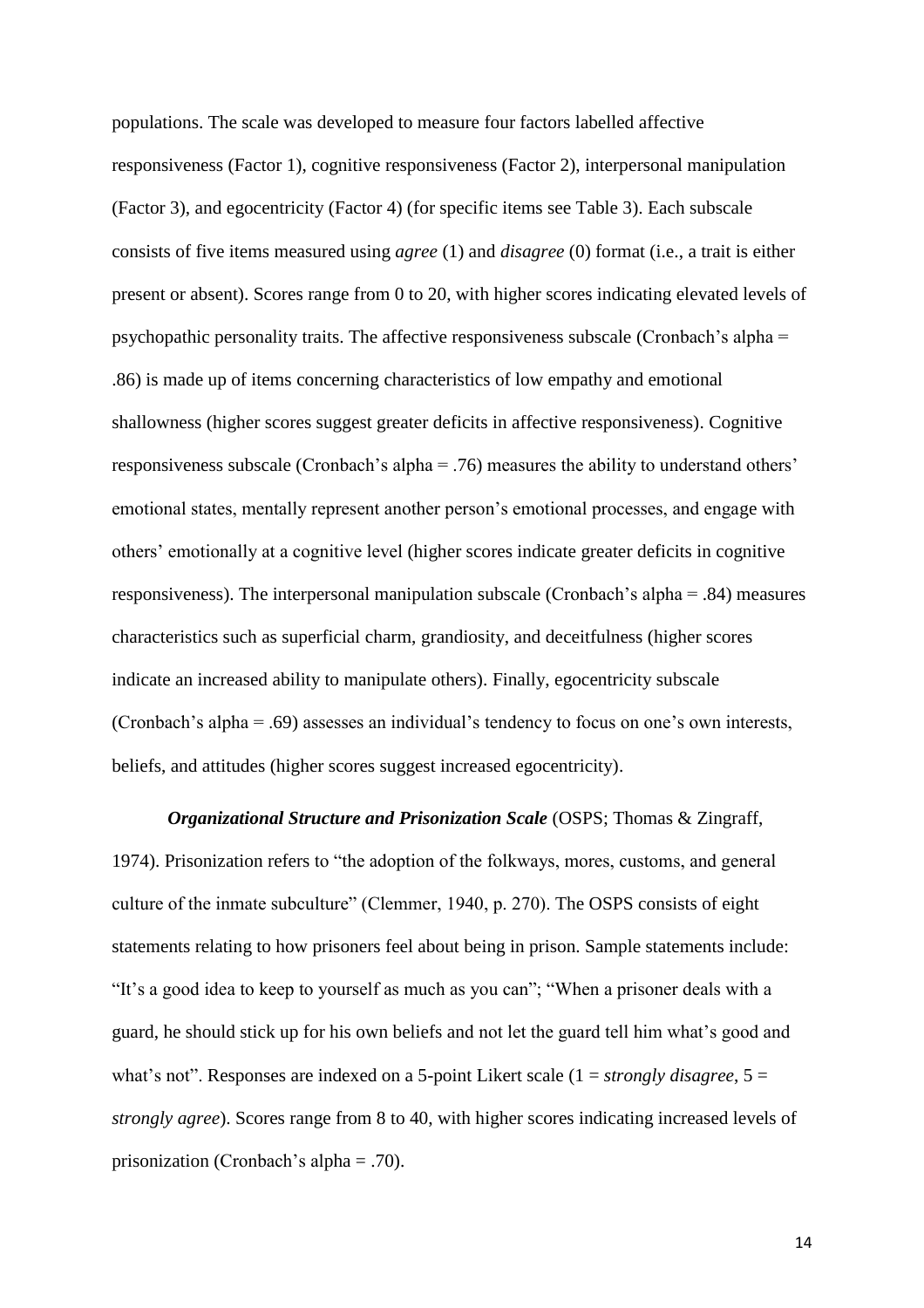populations. The scale was developed to measure four factors labelled affective responsiveness (Factor 1), cognitive responsiveness (Factor 2), interpersonal manipulation (Factor 3), and egocentricity (Factor 4) (for specific items see Table 3). Each subscale consists of five items measured using *agree* (1) and *disagree* (0) format (i.e., a trait is either present or absent). Scores range from 0 to 20, with higher scores indicating elevated levels of psychopathic personality traits. The affective responsiveness subscale (Cronbach's alpha = .86) is made up of items concerning characteristics of low empathy and emotional shallowness (higher scores suggest greater deficits in affective responsiveness). Cognitive responsiveness subscale (Cronbach's alpha = .76) measures the ability to understand others' emotional states, mentally represent another person's emotional processes, and engage with others' emotionally at a cognitive level (higher scores indicate greater deficits in cognitive responsiveness). The interpersonal manipulation subscale (Cronbach's alpha = .84) measures characteristics such as superficial charm, grandiosity, and deceitfulness (higher scores indicate an increased ability to manipulate others). Finally, egocentricity subscale (Cronbach's alpha = .69) assesses an individual's tendency to focus on one's own interests, beliefs, and attitudes (higher scores suggest increased egocentricity).

***Organizational Structure and Prisonization Scale*** (OSPS; Thomas & Zingraff, 1974). Prisonization refers to "the adoption of the folkways, mores, customs, and general culture of the inmate subculture" (Clemmer, 1940, p. 270). The OSPS consists of eight statements relating to how prisoners feel about being in prison. Sample statements include: "It's a good idea to keep to yourself as much as you can"; "When a prisoner deals with a guard, he should stick up for his own beliefs and not let the guard tell him what's good and what's not". Responses are indexed on a 5-point Likert scale (1 = *strongly disagree*, 5 = *strongly agree*). Scores range from 8 to 40, with higher scores indicating increased levels of prisonization (Cronbach's alpha = .70).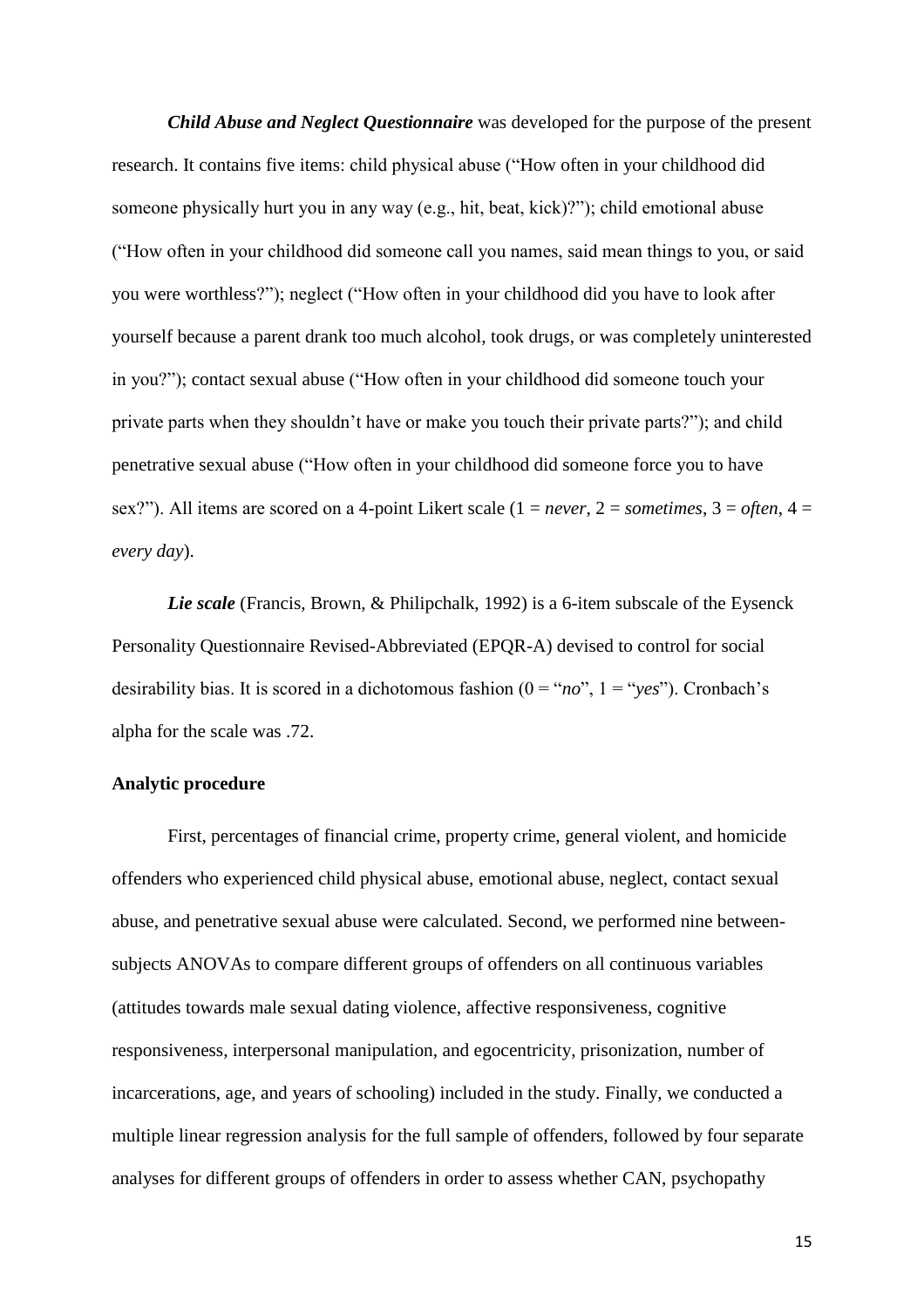***Child Abuse and Neglect Questionnaire*** was developed for the purpose of the present research. It contains five items: child physical abuse ("How often in your childhood did someone physically hurt you in any way (e.g., hit, beat, kick)?"); child emotional abuse ("How often in your childhood did someone call you names, said mean things to you, or said you were worthless?"); neglect ("How often in your childhood did you have to look after yourself because a parent drank too much alcohol, took drugs, or was completely uninterested in you?"); contact sexual abuse ("How often in your childhood did someone touch your private parts when they shouldn't have or make you touch their private parts?"); and child penetrative sexual abuse ("How often in your childhood did someone force you to have sex?"). All items are scored on a 4-point Likert scale (1 = *never*, 2 = *sometimes*, 3 = *often*, 4 = *every day*).

***Lie scale*** (Francis, Brown, & Philipchalk, 1992) is a 6-item subscale of the Eysenck Personality Questionnaire Revised-Abbreviated (EPQR-A) devised to control for social desirability bias. It is scored in a dichotomous fashion (0 = "*no*", 1 = "*yes*"). Cronbach's alpha for the scale was .72.

**Analytic procedure**

First, percentages of financial crime, property crime, general violent, and homicide offenders who experienced child physical abuse, emotional abuse, neglect, contact sexual abuse, and penetrative sexual abuse were calculated. Second, we performed nine between-subjects ANOVAs to compare different groups of offenders on all continuous variables (attitudes towards male sexual dating violence, affective responsiveness, cognitive responsiveness, interpersonal manipulation, and egocentricity, prisonization, number of incarcerations, age, and years of schooling) included in the study. Finally, we conducted a multiple linear regression analysis for the full sample of offenders, followed by four separate analyses for different groups of offenders in order to assess whether CAN, psychopathy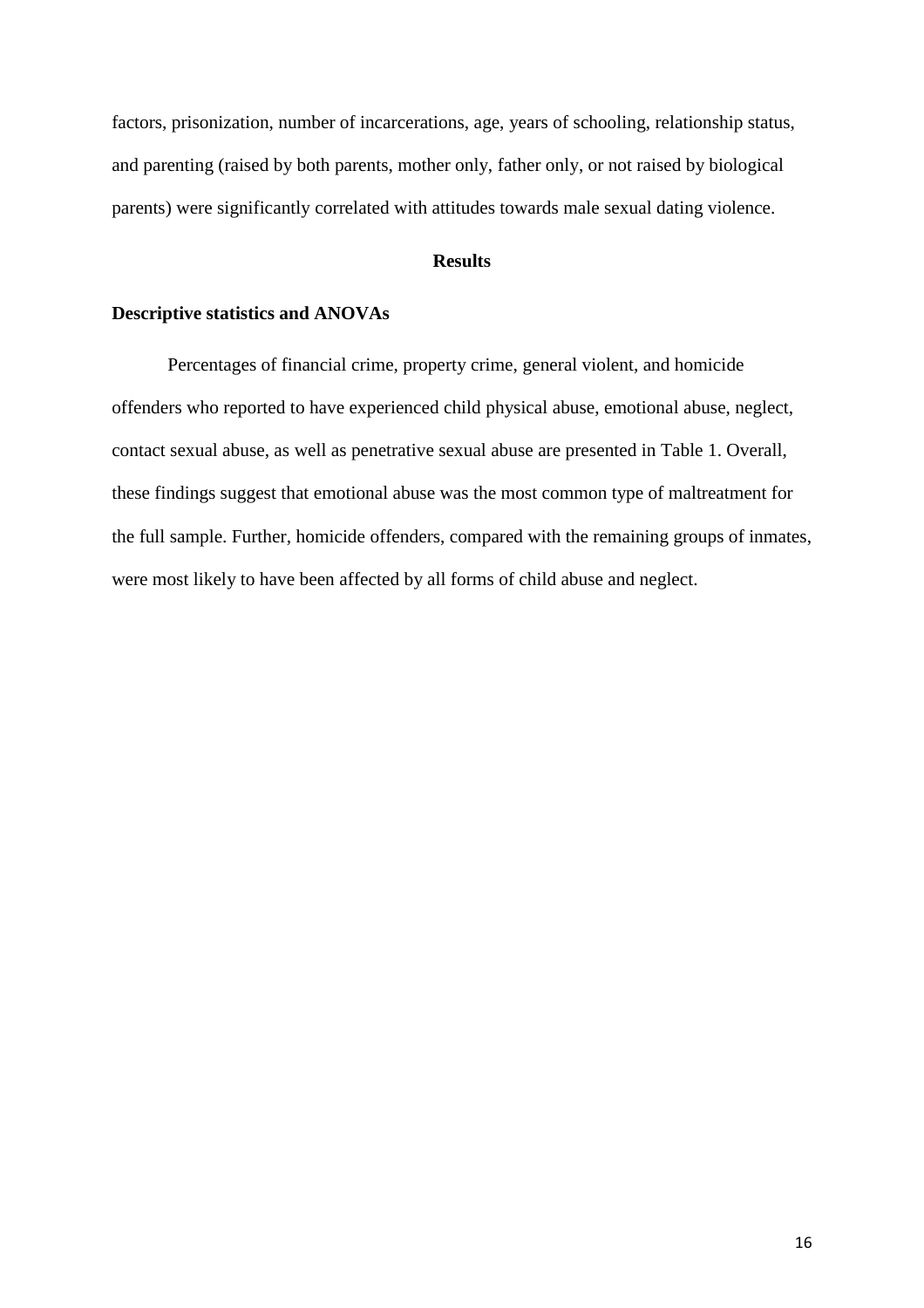factors, prisonization, number of incarcerations, age, years of schooling, relationship status, and parenting (raised by both parents, mother only, father only, or not raised by biological parents) were significantly correlated with attitudes towards male sexual dating violence.

## Results

### Descriptive statistics and ANOVAs

Percentages of financial crime, property crime, general violent, and homicide offenders who reported to have experienced child physical abuse, emotional abuse, neglect, contact sexual abuse, as well as penetrative sexual abuse are presented in Table 1. Overall, these findings suggest that emotional abuse was the most common type of maltreatment for the full sample. Further, homicide offenders, compared with the remaining groups of inmates, were most likely to have been affected by all forms of child abuse and neglect.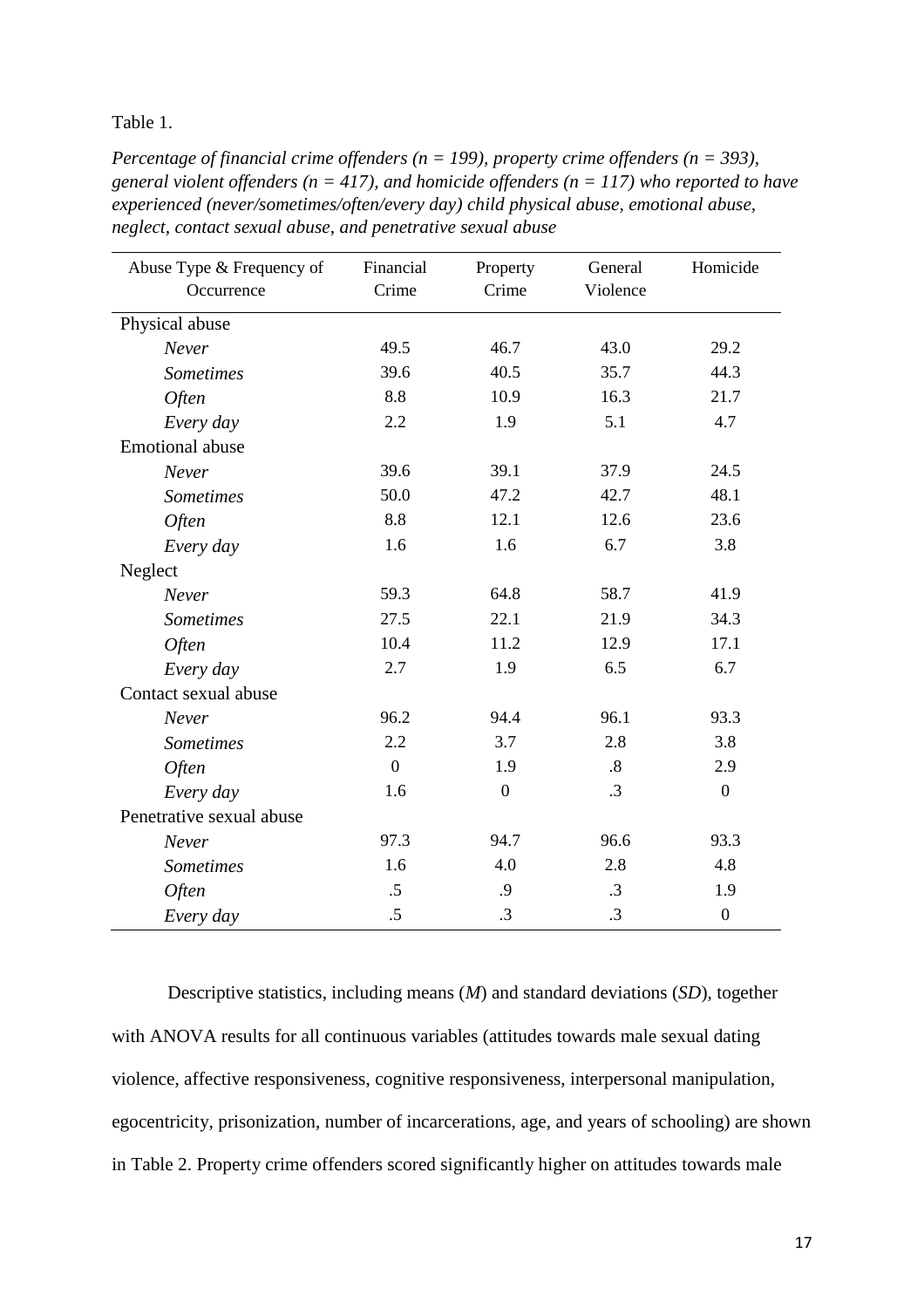Table 1.

*Percentage of financial crime offenders (n = 199), property crime offenders (n = 393), general violent offenders (n = 417), and homicide offenders (n = 117) who reported to have experienced (never/sometimes/often/every day) child physical abuse, emotional abuse, neglect, contact sexual abuse, and penetrative sexual abuse*

| Abuse Type & Frequency of Occurrence | Financial Crime | Property Crime | General Violence | Homicide |
|---|---|---|---|---|
| Physical abuse | | | | |
| *Never* | 49.5 | 46.7 | 43.0 | 29.2 |
| *Sometimes* | 39.6 | 40.5 | 35.7 | 44.3 |
| *Often* | 8.8 | 10.9 | 16.3 | 21.7 |
| *Every day* | 2.2 | 1.9 | 5.1 | 4.7 |
| Emotional abuse | | | | |
| *Never* | 39.6 | 39.1 | 37.9 | 24.5 |
| *Sometimes* | 50.0 | 47.2 | 42.7 | 48.1 |
| *Often* | 8.8 | 12.1 | 12.6 | 23.6 |
| *Every day* | 1.6 | 1.6 | 6.7 | 3.8 |
| Neglect | | | | |
| *Never* | 59.3 | 64.8 | 58.7 | 41.9 |
| *Sometimes* | 27.5 | 22.1 | 21.9 | 34.3 |
| *Often* | 10.4 | 11.2 | 12.9 | 17.1 |
| *Every day* | 2.7 | 1.9 | 6.5 | 6.7 |
| Contact sexual abuse | | | | |
| *Never* | 96.2 | 94.4 | 96.1 | 93.3 |
| *Sometimes* | 2.2 | 3.7 | 2.8 | 3.8 |
| *Often* | 0 | 1.9 | .8 | 2.9 |
| *Every day* | 1.6 | 0 | .3 | 0 |
| Penetrative sexual abuse | | | | |
| *Never* | 97.3 | 94.7 | 96.6 | 93.3 |
| *Sometimes* | 1.6 | 4.0 | 2.8 | 4.8 |
| *Often* | .5 | .9 | .3 | 1.9 |
| *Every day* | .5 | .3 | .3 | 0 |

Descriptive statistics, including means (*M*) and standard deviations (*SD*), together with ANOVA results for all continuous variables (attitudes towards male sexual dating violence, affective responsiveness, cognitive responsiveness, interpersonal manipulation, egocentricity, prisonization, number of incarcerations, age, and years of schooling) are shown in Table 2. Property crime offenders scored significantly higher on attitudes towards male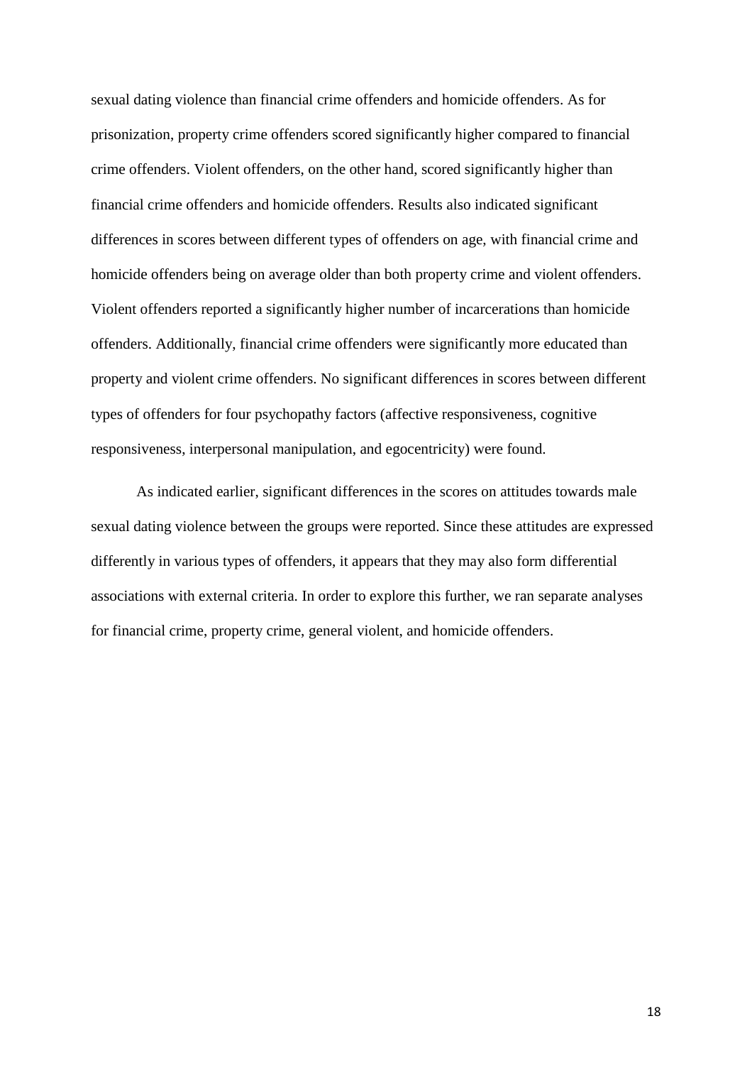sexual dating violence than financial crime offenders and homicide offenders. As for prisonization, property crime offenders scored significantly higher compared to financial crime offenders. Violent offenders, on the other hand, scored significantly higher than financial crime offenders and homicide offenders. Results also indicated significant differences in scores between different types of offenders on age, with financial crime and homicide offenders being on average older than both property crime and violent offenders. Violent offenders reported a significantly higher number of incarcerations than homicide offenders. Additionally, financial crime offenders were significantly more educated than property and violent crime offenders. No significant differences in scores between different types of offenders for four psychopathy factors (affective responsiveness, cognitive responsiveness, interpersonal manipulation, and egocentricity) were found.

As indicated earlier, significant differences in the scores on attitudes towards male sexual dating violence between the groups were reported. Since these attitudes are expressed differently in various types of offenders, it appears that they may also form differential associations with external criteria. In order to explore this further, we ran separate analyses for financial crime, property crime, general violent, and homicide offenders.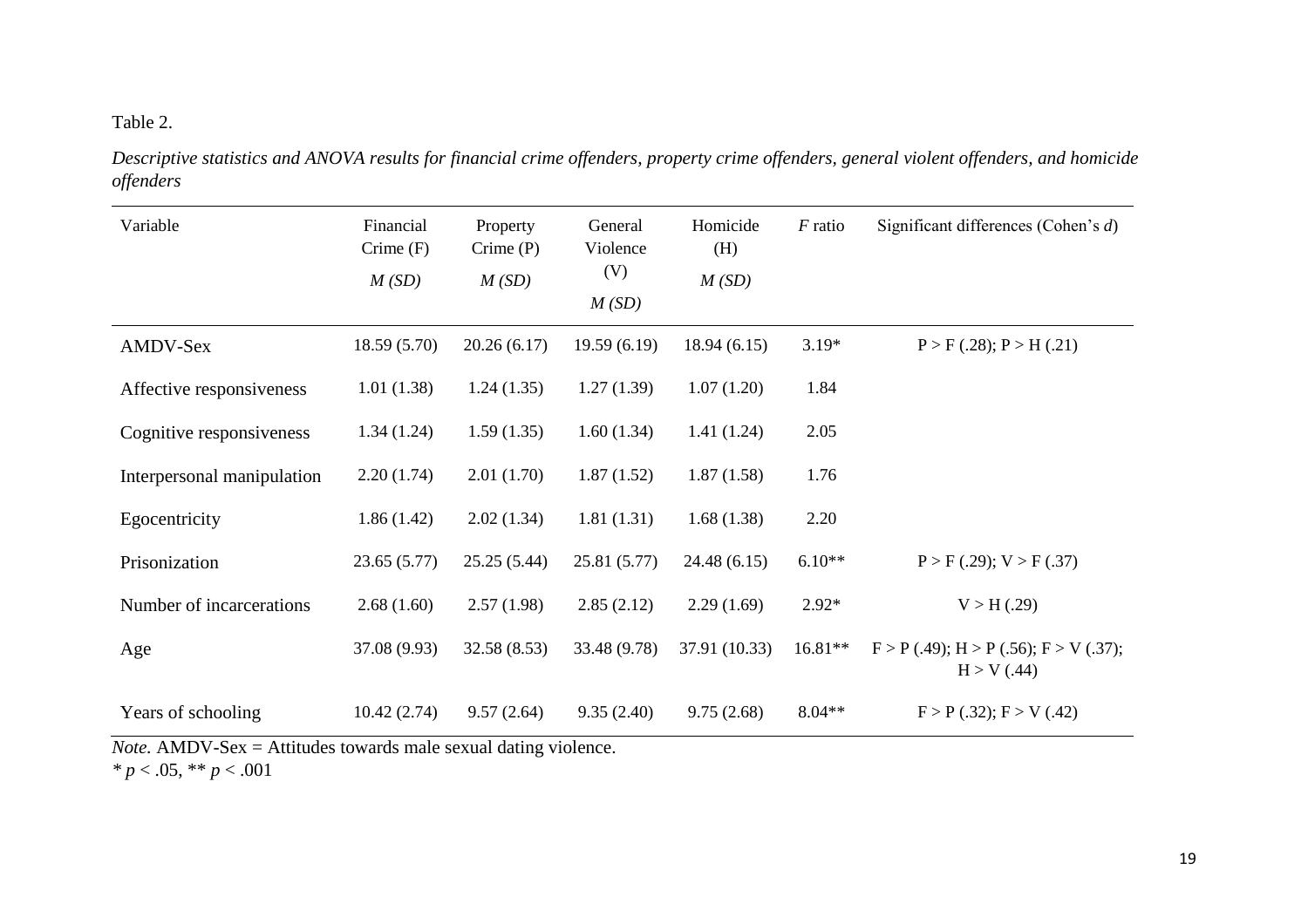Table 2.

*Descriptive statistics and ANOVA results for financial crime offenders, property crime offenders, general violent offenders, and homicide offenders*

| Variable | Financial Crime (F) *M (SD)* | Property Crime (P) *M (SD)* | General Violence (V) *M (SD)* | Homicide (H) *M (SD)* | *F* ratio | Significant differences (Cohen's *d*) |
|---|---|---|---|---|---|---|
| AMDV-Sex | 18.59 (5.70) | 20.26 (6.17) | 19.59 (6.19) | 18.94 (6.15) | 3.19* | P > F (.28); P > H (.21) |
| Affective responsiveness | 1.01 (1.38) | 1.24 (1.35) | 1.27 (1.39) | 1.07 (1.20) | 1.84 | |
| Cognitive responsiveness | 1.34 (1.24) | 1.59 (1.35) | 1.60 (1.34) | 1.41 (1.24) | 2.05 | |
| Interpersonal manipulation | 2.20 (1.74) | 2.01 (1.70) | 1.87 (1.52) | 1.87 (1.58) | 1.76 | |
| Egocentricity | 1.86 (1.42) | 2.02 (1.34) | 1.81 (1.31) | 1.68 (1.38) | 2.20 | |
| Prisonization | 23.65 (5.77) | 25.25 (5.44) | 25.81 (5.77) | 24.48 (6.15) | 6.10** | P > F (.29); V > F (.37) |
| Number of incarcerations | 2.68 (1.60) | 2.57 (1.98) | 2.85 (2.12) | 2.29 (1.69) | 2.92* | V > H (.29) |
| Age | 37.08 (9.93) | 32.58 (8.53) | 33.48 (9.78) | 37.91 (10.33) | 16.81** | F > P (.49); H > P (.56); F > V (.37); H > V (.44) |
| Years of schooling | 10.42 (2.74) | 9.57 (2.64) | 9.35 (2.40) | 9.75 (2.68) | 8.04** | F > P (.32); F > V (.42) |

*Note.* AMDV-Sex = Attitudes towards male sexual dating violence.
* $p < .05$, ** $p < .001$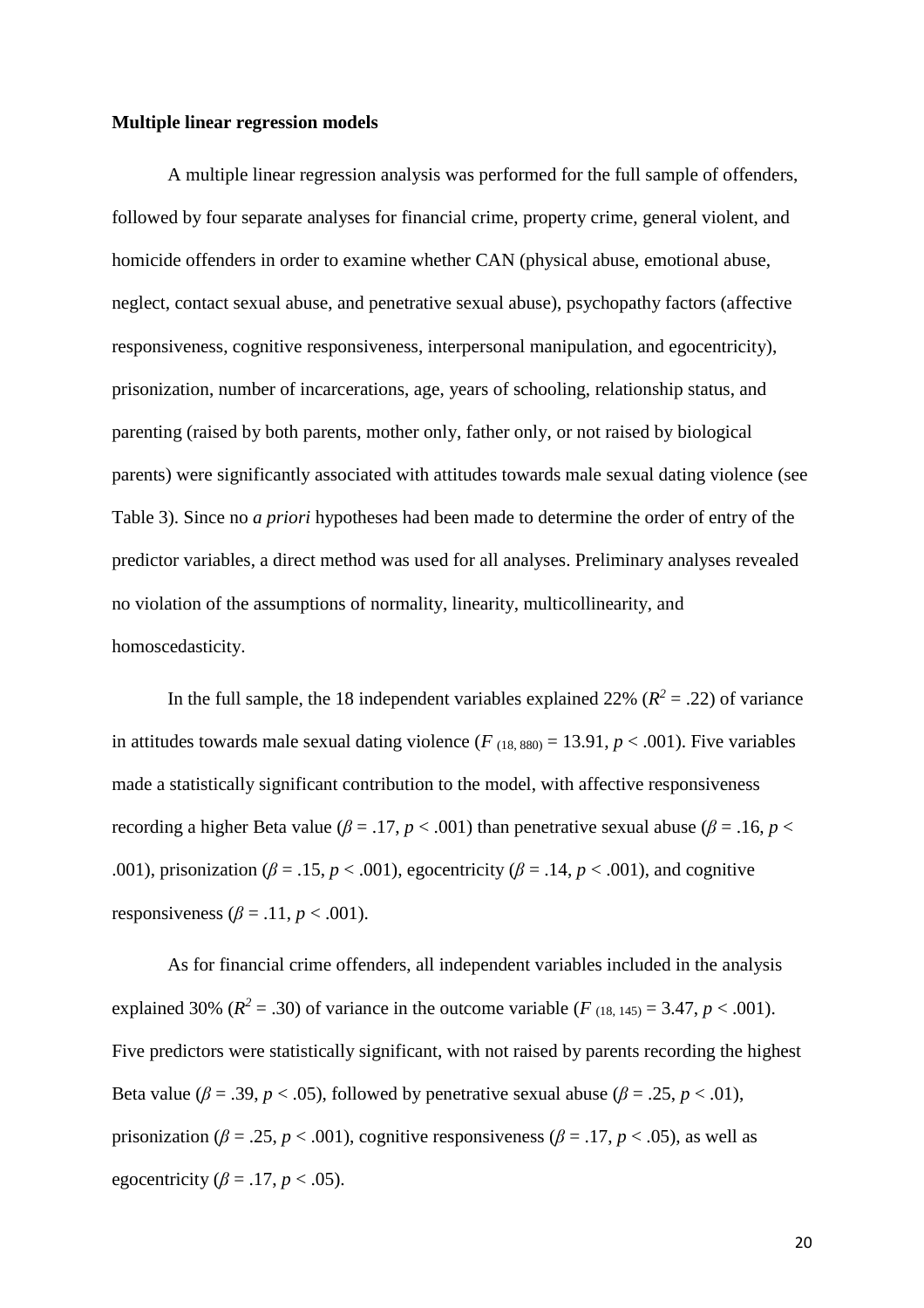**Multiple linear regression models**

A multiple linear regression analysis was performed for the full sample of offenders, followed by four separate analyses for financial crime, property crime, general violent, and homicide offenders in order to examine whether CAN (physical abuse, emotional abuse, neglect, contact sexual abuse, and penetrative sexual abuse), psychopathy factors (affective responsiveness, cognitive responsiveness, interpersonal manipulation, and egocentricity), prisonization, number of incarcerations, age, years of schooling, relationship status, and parenting (raised by both parents, mother only, father only, or not raised by biological parents) were significantly associated with attitudes towards male sexual dating violence (see Table 3). Since no *a priori* hypotheses had been made to determine the order of entry of the predictor variables, a direct method was used for all analyses. Preliminary analyses revealed no violation of the assumptions of normality, linearity, multicollinearity, and homoscedasticity.

In the full sample, the 18 independent variables explained 22% ($R^2 = .22$) of variance in attitudes towards male sexual dating violence ($F_{(18, 880)} = 13.91$, $p < .001$). Five variables made a statistically significant contribution to the model, with affective responsiveness recording a higher Beta value ($\beta = .17$, $p < .001$) than penetrative sexual abuse ($\beta = .16$, $p < .001$), prisonization ($\beta = .15$, $p < .001$), egocentricity ($\beta = .14$, $p < .001$), and cognitive responsiveness ($\beta = .11$, $p < .001$).

As for financial crime offenders, all independent variables included in the analysis explained 30% ($R^2 = .30$) of variance in the outcome variable ($F_{(18, 145)} = 3.47$, $p < .001$). Five predictors were statistically significant, with not raised by parents recording the highest Beta value ($\beta = .39$, $p < .05$), followed by penetrative sexual abuse ($\beta = .25$, $p < .01$), prisonization ($\beta = .25$, $p < .001$), cognitive responsiveness ($\beta = .17$, $p < .05$), as well as egocentricity ($\beta = .17$, $p < .05$).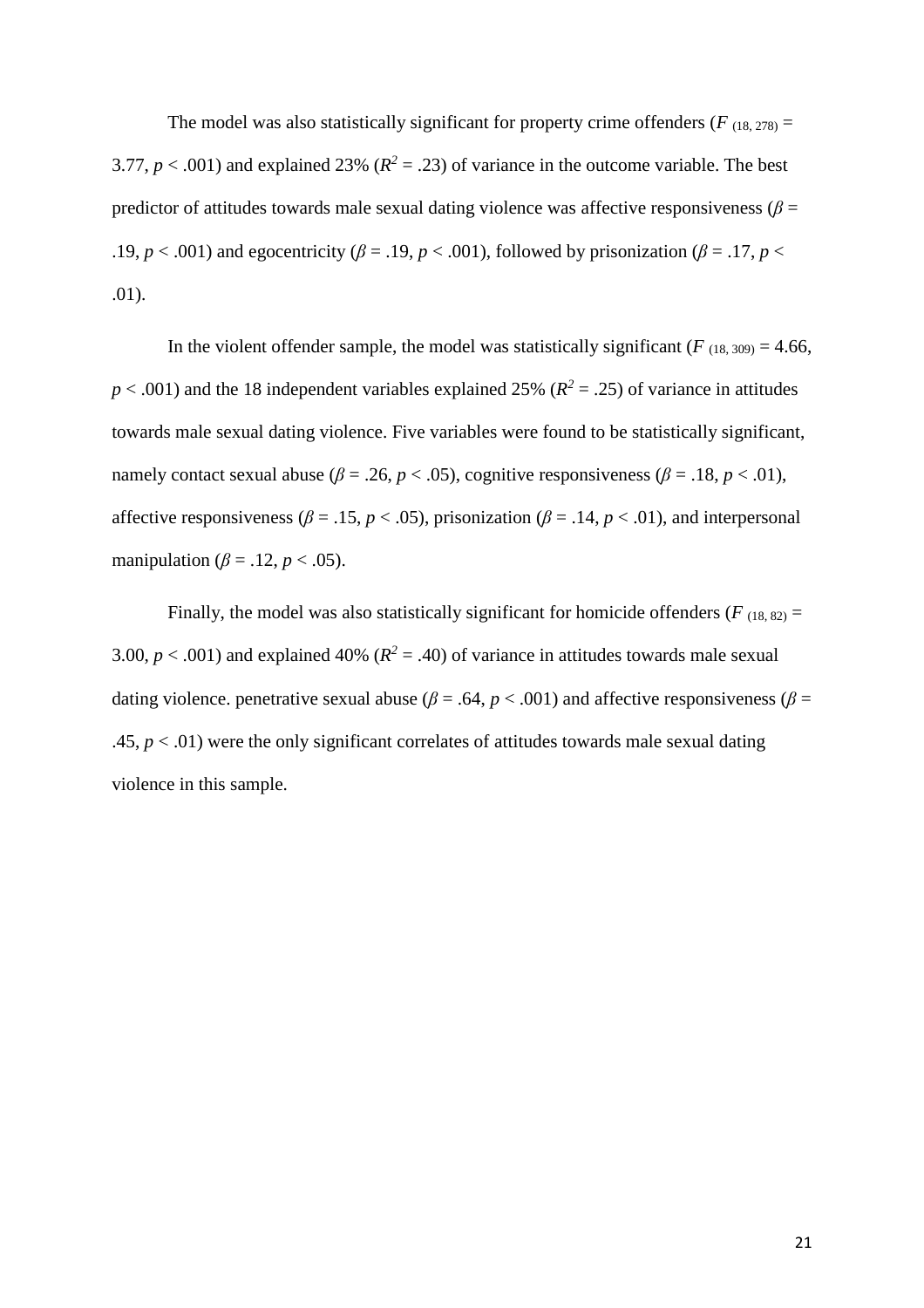The model was also statistically significant for property crime offenders ($F_{(18, 278)}$ = 3.77, $p < .001$) and explained 23% ($R^2$ = .23) of variance in the outcome variable. The best predictor of attitudes towards male sexual dating violence was affective responsiveness ($\beta$ = .19, $p < .001$) and egocentricity ($\beta$ = .19, $p < .001$), followed by prisonization ($\beta$ = .17, $p < .01$).

In the violent offender sample, the model was statistically significant ($F_{(18, 309)}$ = 4.66, $p < .001$) and the 18 independent variables explained 25% ($R^2$ = .25) of variance in attitudes towards male sexual dating violence. Five variables were found to be statistically significant, namely contact sexual abuse ($\beta$ = .26, $p < .05$), cognitive responsiveness ($\beta$ = .18, $p < .01$), affective responsiveness ($\beta$ = .15, $p < .05$), prisonization ($\beta$ = .14, $p < .01$), and interpersonal manipulation ($\beta$ = .12, $p < .05$).

Finally, the model was also statistically significant for homicide offenders ($F_{(18, 82)}$ = 3.00, $p < .001$) and explained 40% ($R^2$ = .40) of variance in attitudes towards male sexual dating violence. penetrative sexual abuse ($\beta$ = .64, $p < .001$) and affective responsiveness ($\beta$ = .45, $p < .01$) were the only significant correlates of attitudes towards male sexual dating violence in this sample.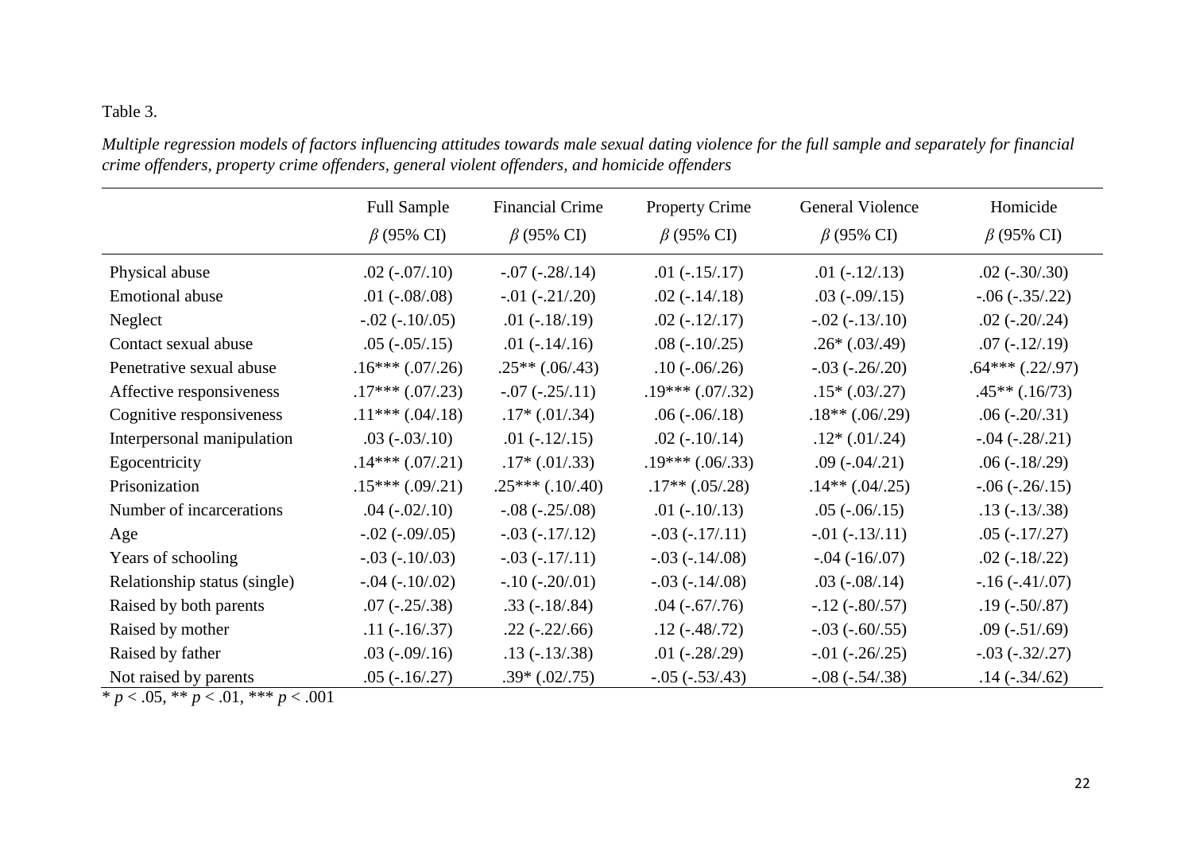Table 3.

*Multiple regression models of factors influencing attitudes towards male sexual dating violence for the full sample and separately for financial crime offenders, property crime offenders, general violent offenders, and homicide offenders*

| | Full Sample | Financial Crime | Property Crime | General Violence | Homicide |
|---|---|---|---|---|---|
| | $\beta$ (95% CI) | $\beta$ (95% CI) | $\beta$ (95% CI) | $\beta$ (95% CI) | $\beta$ (95% CI) |
| Physical abuse | .02 (-.07/.10) | -.07 (-.28/.14) | .01 (-.15/.17) | .01 (-.12/.13) | .02 (-.30/.30) |
| Emotional abuse | .01 (-.08/.08) | -.01 (-.21/.20) | .02 (-.14/.18) | .03 (-.09/.15) | -.06 (-.35/.22) |
| Neglect | -.02 (-.10/.05) | .01 (-.18/.19) | .02 (-.12/.17) | -.02 (-.13/.10) | .02 (-.20/.24) |
| Contact sexual abuse | .05 (-.05/.15) | .01 (-.14/.16) | .08 (-.10/.25) | .26* (.03/.49) | .07 (-.12/.19) |
| Penetrative sexual abuse | .16*** (.07/.26) | .25** (.06/.43) | .10 (-.06/.26) | -.03 (-.26/.20) | .64*** (.22/.97) |
| Affective responsiveness | .17*** (.07/.23) | -.07 (-.25/.11) | .19*** (.07/.32) | .15* (.03/.27) | .45** (.16/73) |
| Cognitive responsiveness | .11*** (.04/.18) | .17* (.01/.34) | .06 (-.06/.18) | .18** (.06/.29) | .06 (-.20/.31) |
| Interpersonal manipulation | .03 (-.03/.10) | .01 (-.12/.15) | .02 (-.10/.14) | .12* (.01/.24) | -.04 (-.28/.21) |
| Egocentricity | .14*** (.07/.21) | .17* (.01/.33) | .19*** (.06/.33) | .09 (-.04/.21) | .06 (-.18/.29) |
| Prisonization | .15*** (.09/.21) | .25*** (.10/.40) | .17** (.05/.28) | .14** (.04/.25) | -.06 (-.26/.15) |
| Number of incarcerations | .04 (-.02/.10) | -.08 (-.25/.08) | .01 (-.10/.13) | .05 (-.06/.15) | .13 (-.13/.38) |
| Age | -.02 (-.09/.05) | -.03 (-.17/.12) | -.03 (-.17/.11) | -.01 (-.13/.11) | .05 (-.17/.27) |
| Years of schooling | -.03 (-.10/.03) | -.03 (-.17/.11) | -.03 (-.14/.08) | -.04 (-16/.07) | .02 (-.18/.22) |
| Relationship status (single) | -.04 (-.10/.02) | -.10 (-.20/.01) | -.03 (-.14/.08) | .03 (-.08/.14) | -.16 (-.41/.07) |
| Raised by both parents | .07 (-.25/.38) | .33 (-.18/.84) | .04 (-.67/.76) | -.12 (-.80/.57) | .19 (-.50/.87) |
| Raised by mother | .11 (-.16/.37) | .22 (-.22/.66) | .12 (-.48/.72) | -.03 (-.60/.55) | .09 (-.51/.69) |
| Raised by father | .03 (-.09/.16) | .13 (-.13/.38) | .01 (-.28/.29) | -.01 (-.26/.25) | -.03 (-.32/.27) |
| Not raised by parents | .05 (-.16/.27) | .39* (.02/.75) | -.05 (-.53/.43) | -.08 (-.54/.38) | .14 (-.34/.62) |

* $p < .05$, ** $p < .01$, *** $p < .001$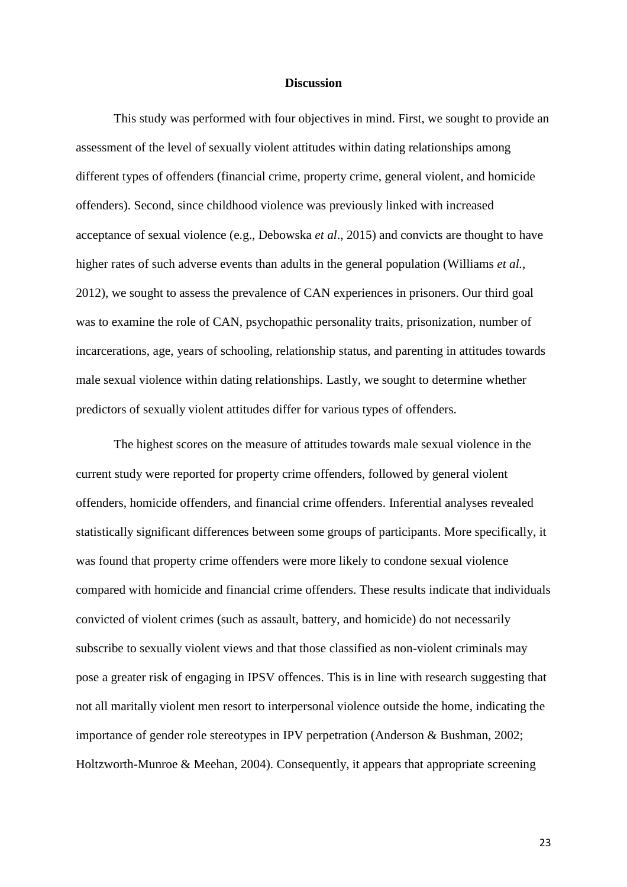## Discussion

This study was performed with four objectives in mind. First, we sought to provide an assessment of the level of sexually violent attitudes within dating relationships among different types of offenders (financial crime, property crime, general violent, and homicide offenders). Second, since childhood violence was previously linked with increased acceptance of sexual violence (e.g., Debowska *et al*., 2015) and convicts are thought to have higher rates of such adverse events than adults in the general population (Williams *et al.*, 2012), we sought to assess the prevalence of CAN experiences in prisoners. Our third goal was to examine the role of CAN, psychopathic personality traits, prisonization, number of incarcerations, age, years of schooling, relationship status, and parenting in attitudes towards male sexual violence within dating relationships. Lastly, we sought to determine whether predictors of sexually violent attitudes differ for various types of offenders.

The highest scores on the measure of attitudes towards male sexual violence in the current study were reported for property crime offenders, followed by general violent offenders, homicide offenders, and financial crime offenders. Inferential analyses revealed statistically significant differences between some groups of participants. More specifically, it was found that property crime offenders were more likely to condone sexual violence compared with homicide and financial crime offenders. These results indicate that individuals convicted of violent crimes (such as assault, battery, and homicide) do not necessarily subscribe to sexually violent views and that those classified as non-violent criminals may pose a greater risk of engaging in IPSV offences. This is in line with research suggesting that not all maritally violent men resort to interpersonal violence outside the home, indicating the importance of gender role stereotypes in IPV perpetration (Anderson & Bushman, 2002; Holtzworth-Munroe & Meehan, 2004). Consequently, it appears that appropriate screening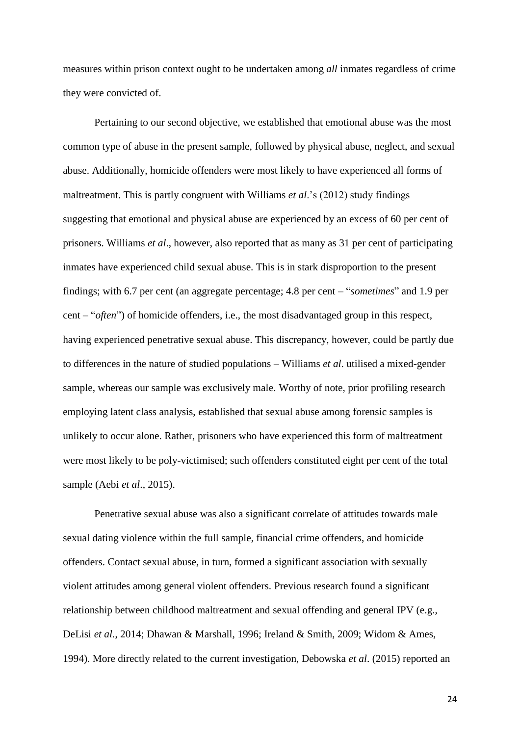measures within prison context ought to be undertaken among *all* inmates regardless of crime they were convicted of.

Pertaining to our second objective, we established that emotional abuse was the most common type of abuse in the present sample, followed by physical abuse, neglect, and sexual abuse. Additionally, homicide offenders were most likely to have experienced all forms of maltreatment. This is partly congruent with Williams *et al*.'s (2012) study findings suggesting that emotional and physical abuse are experienced by an excess of 60 per cent of prisoners. Williams *et al*., however, also reported that as many as 31 per cent of participating inmates have experienced child sexual abuse. This is in stark disproportion to the present findings; with 6.7 per cent (an aggregate percentage; 4.8 per cent – "*sometimes*" and 1.9 per cent – "*often*") of homicide offenders, i.e., the most disadvantaged group in this respect, having experienced penetrative sexual abuse. This discrepancy, however, could be partly due to differences in the nature of studied populations – Williams *et al*. utilised a mixed-gender sample, whereas our sample was exclusively male. Worthy of note, prior profiling research employing latent class analysis, established that sexual abuse among forensic samples is unlikely to occur alone. Rather, prisoners who have experienced this form of maltreatment were most likely to be poly-victimised; such offenders constituted eight per cent of the total sample (Aebi *et al*., 2015).

Penetrative sexual abuse was also a significant correlate of attitudes towards male sexual dating violence within the full sample, financial crime offenders, and homicide offenders. Contact sexual abuse, in turn, formed a significant association with sexually violent attitudes among general violent offenders. Previous research found a significant relationship between childhood maltreatment and sexual offending and general IPV (e.g., DeLisi *et al.*, 2014; Dhawan & Marshall, 1996; Ireland & Smith, 2009; Widom & Ames, 1994). More directly related to the current investigation, Debowska *et al*. (2015) reported an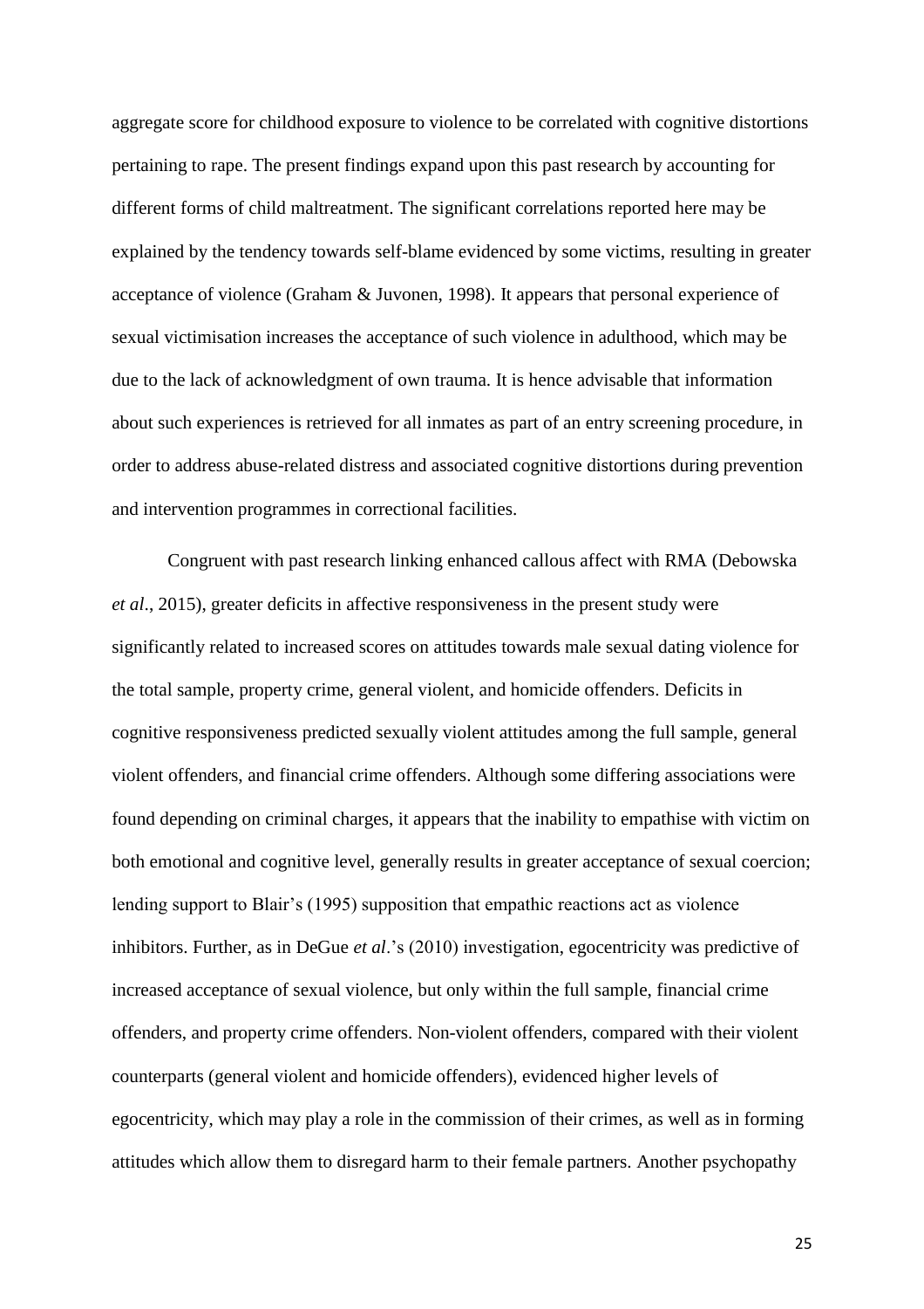aggregate score for childhood exposure to violence to be correlated with cognitive distortions pertaining to rape. The present findings expand upon this past research by accounting for different forms of child maltreatment. The significant correlations reported here may be explained by the tendency towards self-blame evidenced by some victims, resulting in greater acceptance of violence (Graham & Juvonen, 1998). It appears that personal experience of sexual victimisation increases the acceptance of such violence in adulthood, which may be due to the lack of acknowledgment of own trauma. It is hence advisable that information about such experiences is retrieved for all inmates as part of an entry screening procedure, in order to address abuse-related distress and associated cognitive distortions during prevention and intervention programmes in correctional facilities.

Congruent with past research linking enhanced callous affect with RMA (Debowska *et al*., 2015), greater deficits in affective responsiveness in the present study were significantly related to increased scores on attitudes towards male sexual dating violence for the total sample, property crime, general violent, and homicide offenders. Deficits in cognitive responsiveness predicted sexually violent attitudes among the full sample, general violent offenders, and financial crime offenders. Although some differing associations were found depending on criminal charges, it appears that the inability to empathise with victim on both emotional and cognitive level, generally results in greater acceptance of sexual coercion; lending support to Blair's (1995) supposition that empathic reactions act as violence inhibitors. Further, as in DeGue *et al*.'s (2010) investigation, egocentricity was predictive of increased acceptance of sexual violence, but only within the full sample, financial crime offenders, and property crime offenders. Non-violent offenders, compared with their violent counterparts (general violent and homicide offenders), evidenced higher levels of egocentricity, which may play a role in the commission of their crimes, as well as in forming attitudes which allow them to disregard harm to their female partners. Another psychopathy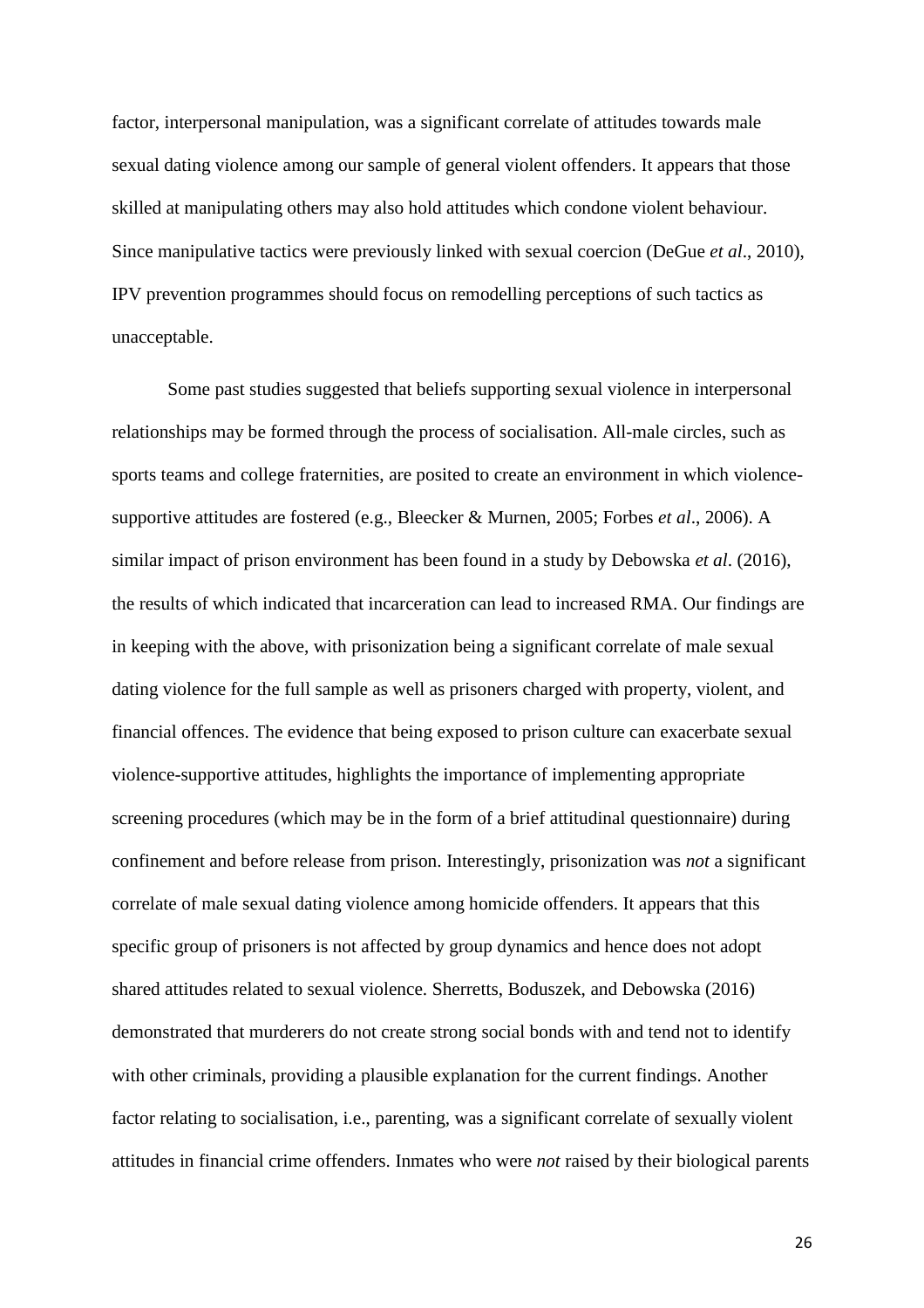factor, interpersonal manipulation, was a significant correlate of attitudes towards male sexual dating violence among our sample of general violent offenders. It appears that those skilled at manipulating others may also hold attitudes which condone violent behaviour. Since manipulative tactics were previously linked with sexual coercion (DeGue *et al*., 2010), IPV prevention programmes should focus on remodelling perceptions of such tactics as unacceptable.

Some past studies suggested that beliefs supporting sexual violence in interpersonal relationships may be formed through the process of socialisation. All-male circles, such as sports teams and college fraternities, are posited to create an environment in which violence-supportive attitudes are fostered (e.g., Bleecker & Murnen, 2005; Forbes *et al*., 2006). A similar impact of prison environment has been found in a study by Debowska *et al*. (2016), the results of which indicated that incarceration can lead to increased RMA. Our findings are in keeping with the above, with prisonization being a significant correlate of male sexual dating violence for the full sample as well as prisoners charged with property, violent, and financial offences. The evidence that being exposed to prison culture can exacerbate sexual violence-supportive attitudes, highlights the importance of implementing appropriate screening procedures (which may be in the form of a brief attitudinal questionnaire) during confinement and before release from prison. Interestingly, prisonization was *not* a significant correlate of male sexual dating violence among homicide offenders. It appears that this specific group of prisoners is not affected by group dynamics and hence does not adopt shared attitudes related to sexual violence. Sherretts, Boduszek, and Debowska (2016) demonstrated that murderers do not create strong social bonds with and tend not to identify with other criminals, providing a plausible explanation for the current findings. Another factor relating to socialisation, i.e., parenting, was a significant correlate of sexually violent attitudes in financial crime offenders. Inmates who were *not* raised by their biological parents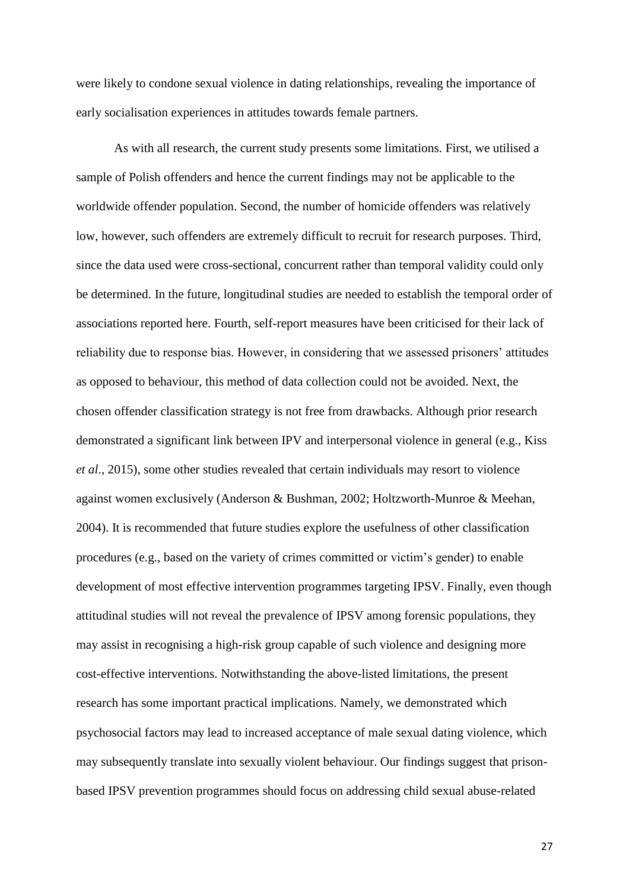were likely to condone sexual violence in dating relationships, revealing the importance of early socialisation experiences in attitudes towards female partners.

As with all research, the current study presents some limitations. First, we utilised a sample of Polish offenders and hence the current findings may not be applicable to the worldwide offender population. Second, the number of homicide offenders was relatively low, however, such offenders are extremely difficult to recruit for research purposes. Third, since the data used were cross-sectional, concurrent rather than temporal validity could only be determined. In the future, longitudinal studies are needed to establish the temporal order of associations reported here. Fourth, self-report measures have been criticised for their lack of reliability due to response bias. However, in considering that we assessed prisoners' attitudes as opposed to behaviour, this method of data collection could not be avoided. Next, the chosen offender classification strategy is not free from drawbacks. Although prior research demonstrated a significant link between IPV and interpersonal violence in general (e.g., Kiss *et al*., 2015), some other studies revealed that certain individuals may resort to violence against women exclusively (Anderson & Bushman, 2002; Holtzworth-Munroe & Meehan, 2004). It is recommended that future studies explore the usefulness of other classification procedures (e.g., based on the variety of crimes committed or victim's gender) to enable development of most effective intervention programmes targeting IPSV. Finally, even though attitudinal studies will not reveal the prevalence of IPSV among forensic populations, they may assist in recognising a high-risk group capable of such violence and designing more cost-effective interventions. Notwithstanding the above-listed limitations, the present research has some important practical implications. Namely, we demonstrated which psychosocial factors may lead to increased acceptance of male sexual dating violence, which may subsequently translate into sexually violent behaviour. Our findings suggest that prison-based IPSV prevention programmes should focus on addressing child sexual abuse-related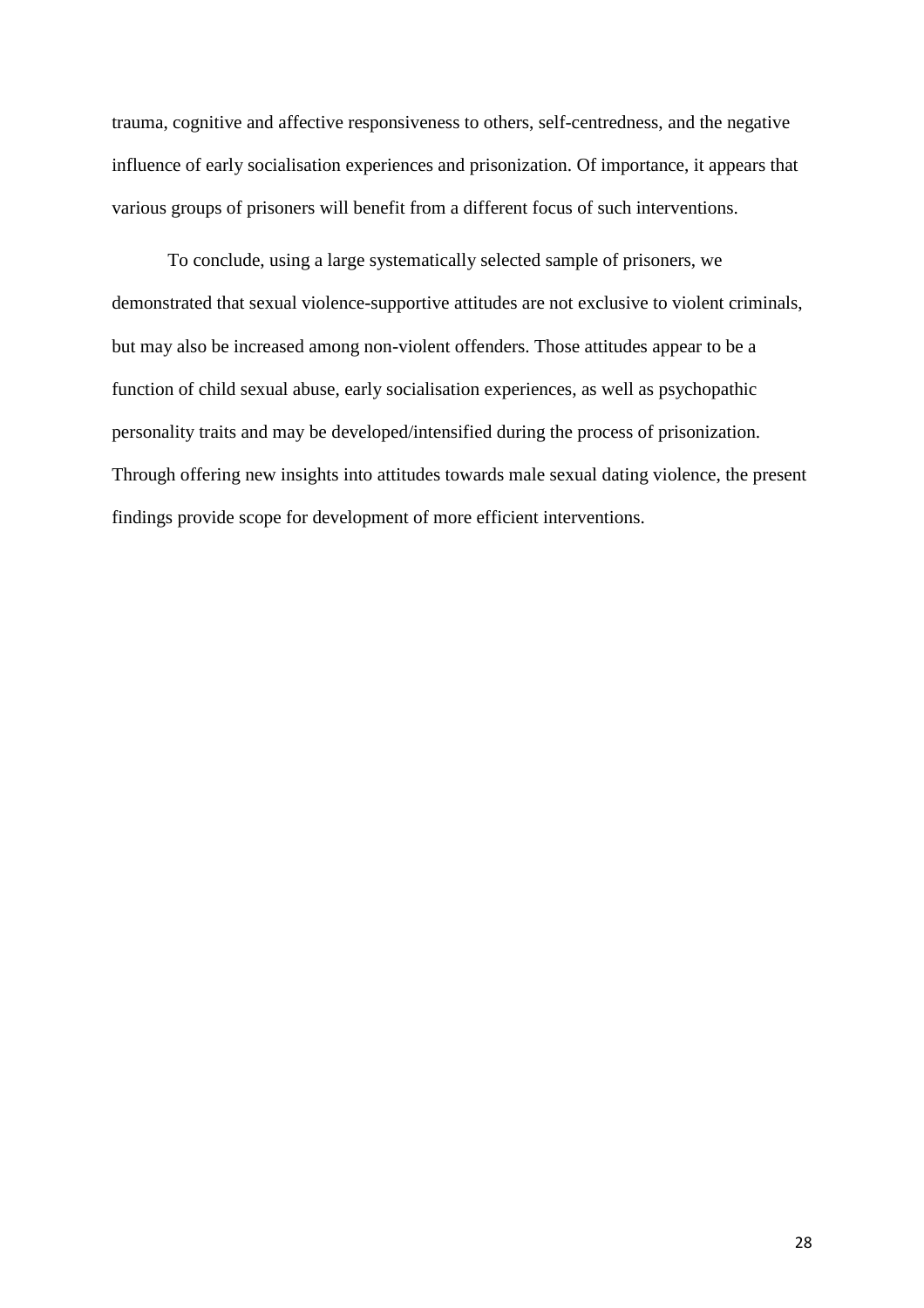trauma, cognitive and affective responsiveness to others, self-centredness, and the negative influence of early socialisation experiences and prisonization. Of importance, it appears that various groups of prisoners will benefit from a different focus of such interventions.

To conclude, using a large systematically selected sample of prisoners, we demonstrated that sexual violence-supportive attitudes are not exclusive to violent criminals, but may also be increased among non-violent offenders. Those attitudes appear to be a function of child sexual abuse, early socialisation experiences, as well as psychopathic personality traits and may be developed/intensified during the process of prisonization. Through offering new insights into attitudes towards male sexual dating violence, the present findings provide scope for development of more efficient interventions.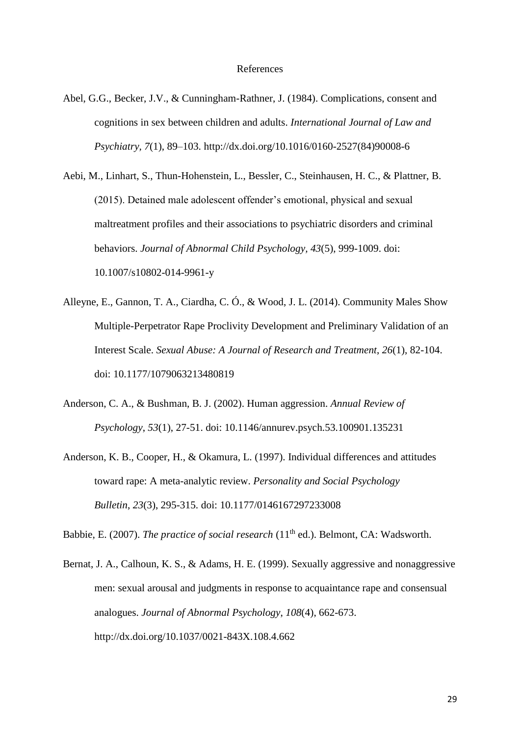# References

Abel, G.G., Becker, J.V., & Cunningham-Rathner, J. (1984). Complications, consent and cognitions in sex between children and adults. *International Journal of Law and Psychiatry*, *7*(1), 89–103. http://dx.doi.org/10.1016/0160-2527(84)90008-6

Aebi, M., Linhart, S., Thun-Hohenstein, L., Bessler, C., Steinhausen, H. C., & Plattner, B. (2015). Detained male adolescent offender's emotional, physical and sexual maltreatment profiles and their associations to psychiatric disorders and criminal behaviors. *Journal of Abnormal Child Psychology*, *43*(5), 999-1009. doi: 10.1007/s10802-014-9961-y

Alleyne, E., Gannon, T. A., Ciardha, C. Ó., & Wood, J. L. (2014). Community Males Show Multiple-Perpetrator Rape Proclivity Development and Preliminary Validation of an Interest Scale. *Sexual Abuse: A Journal of Research and Treatment*, *26*(1), 82-104. doi: 10.1177/1079063213480819

Anderson, C. A., & Bushman, B. J. (2002). Human aggression. *Annual Review of Psychology*, *53*(1), 27-51. doi: 10.1146/annurev.psych.53.100901.135231

Anderson, K. B., Cooper, H., & Okamura, L. (1997). Individual differences and attitudes toward rape: A meta-analytic review. *Personality and Social Psychology Bulletin*, *23*(3), 295-315. doi: 10.1177/0146167297233008

Babbie, E. (2007). *The practice of social research* (11th ed.). Belmont, CA: Wadsworth.

Bernat, J. A., Calhoun, K. S., & Adams, H. E. (1999). Sexually aggressive and nonaggressive men: sexual arousal and judgments in response to acquaintance rape and consensual analogues. *Journal of Abnormal Psychology*, *108*(4), 662-673. http://dx.doi.org/10.1037/0021-843X.108.4.662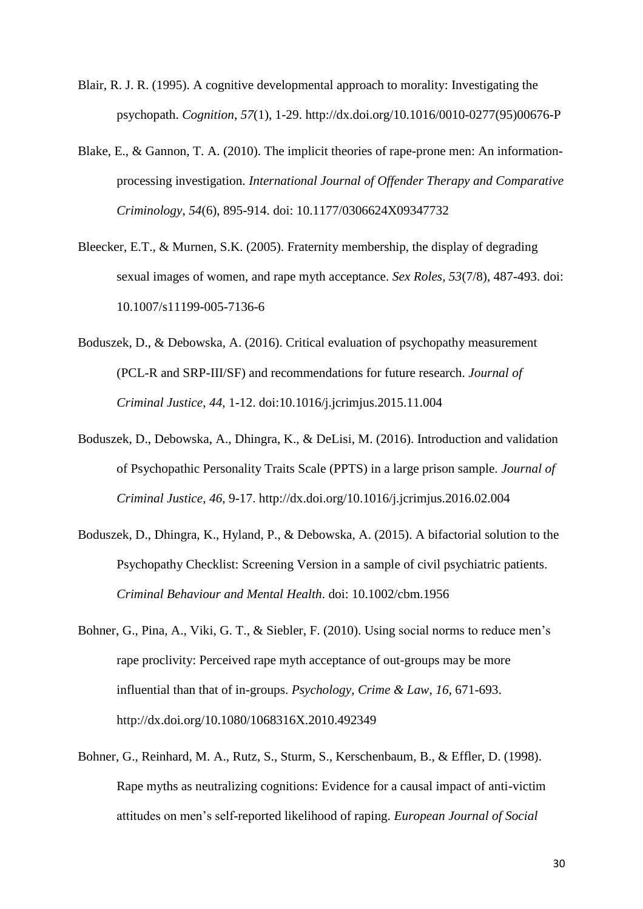Blair, R. J. R. (1995). A cognitive developmental approach to morality: Investigating the psychopath. *Cognition*, *57*(1), 1-29. http://dx.doi.org/10.1016/0010-0277(95)00676-P

Blake, E., & Gannon, T. A. (2010). The implicit theories of rape-prone men: An information-processing investigation. *International Journal of Offender Therapy and Comparative Criminology*, *54*(6), 895-914. doi: 10.1177/0306624X09347732

Bleecker, E.T., & Murnen, S.K. (2005). Fraternity membership, the display of degrading sexual images of women, and rape myth acceptance. *Sex Roles, 53*(7/8), 487-493. doi: 10.1007/s11199-005-7136-6

Boduszek, D., & Debowska, A. (2016). Critical evaluation of psychopathy measurement (PCL-R and SRP-III/SF) and recommendations for future research. *Journal of Criminal Justice*, *44*, 1-12. doi:10.1016/j.jcrimjus.2015.11.004

Boduszek, D., Debowska, A., Dhingra, K., & DeLisi, M. (2016). Introduction and validation of Psychopathic Personality Traits Scale (PPTS) in a large prison sample. *Journal of Criminal Justice*, *46*, 9-17. http://dx.doi.org/10.1016/j.jcrimjus.2016.02.004

Boduszek, D., Dhingra, K., Hyland, P., & Debowska, A. (2015). A bifactorial solution to the Psychopathy Checklist: Screening Version in a sample of civil psychiatric patients. *Criminal Behaviour and Mental Health*. doi: 10.1002/cbm.1956

Bohner, G., Pina, A., Viki, G. T., & Siebler, F. (2010). Using social norms to reduce men's rape proclivity: Perceived rape myth acceptance of out-groups may be more influential than that of in-groups. *Psychology, Crime & Law*, *16*, 671-693. http://dx.doi.org/10.1080/1068316X.2010.492349

Bohner, G., Reinhard, M. A., Rutz, S., Sturm, S., Kerschenbaum, B., & Effler, D. (1998). Rape myths as neutralizing cognitions: Evidence for a causal impact of anti-victim attitudes on men's self-reported likelihood of raping. *European Journal of Social*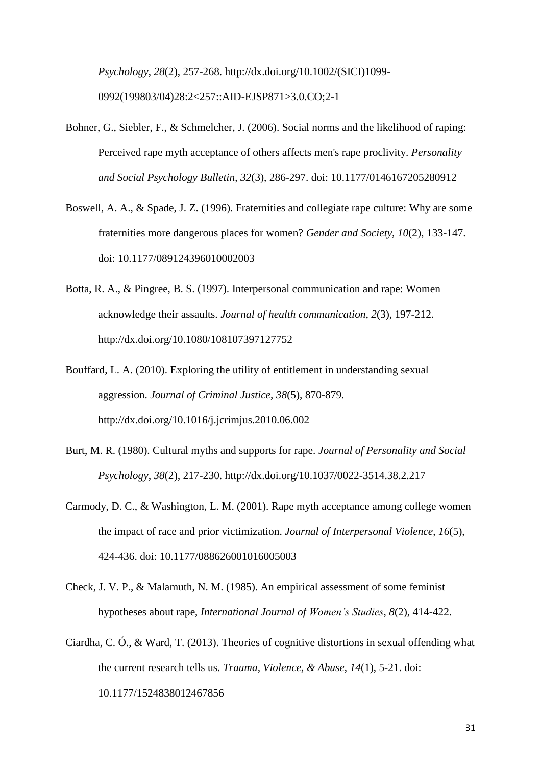*Psychology*, *28*(2), 257-268. http://dx.doi.org/10.1002/(SICI)1099-0992(199803/04)28:2<257::AID-EJSP871>3.0.CO;2-1

Bohner, G., Siebler, F., & Schmelcher, J. (2006). Social norms and the likelihood of raping: Perceived rape myth acceptance of others affects men's rape proclivity. *Personality and Social Psychology Bulletin*, *32*(3), 286-297. doi: 10.1177/0146167205280912

Boswell, A. A., & Spade, J. Z. (1996). Fraternities and collegiate rape culture: Why are some fraternities more dangerous places for women? *Gender and Society, 10*(2), 133-147. doi: 10.1177/089124396010002003

Botta, R. A., & Pingree, B. S. (1997). Interpersonal communication and rape: Women acknowledge their assaults. *Journal of health communication*, *2*(3), 197-212. http://dx.doi.org/10.1080/108107397127752

Bouffard, L. A. (2010). Exploring the utility of entitlement in understanding sexual aggression. *Journal of Criminal Justice*, *38*(5), 870-879. http://dx.doi.org/10.1016/j.jcrimjus.2010.06.002

Burt, M. R. (1980). Cultural myths and supports for rape. *Journal of Personality and Social Psychology*, *38*(2), 217-230. http://dx.doi.org/10.1037/0022-3514.38.2.217

Carmody, D. C., & Washington, L. M. (2001). Rape myth acceptance among college women the impact of race and prior victimization. *Journal of Interpersonal Violence, 16*(5), 424-436. doi: 10.1177/088626001016005003

Check, J. V. P., & Malamuth, N. M. (1985). An empirical assessment of some feminist hypotheses about rape, *International Journal of Women's Studies*, *8*(2), 414-422.

Ciardha, C. Ó., & Ward, T. (2013). Theories of cognitive distortions in sexual offending what the current research tells us. *Trauma, Violence, & Abuse*, *14*(1), 5-21. doi: 10.1177/1524838012467856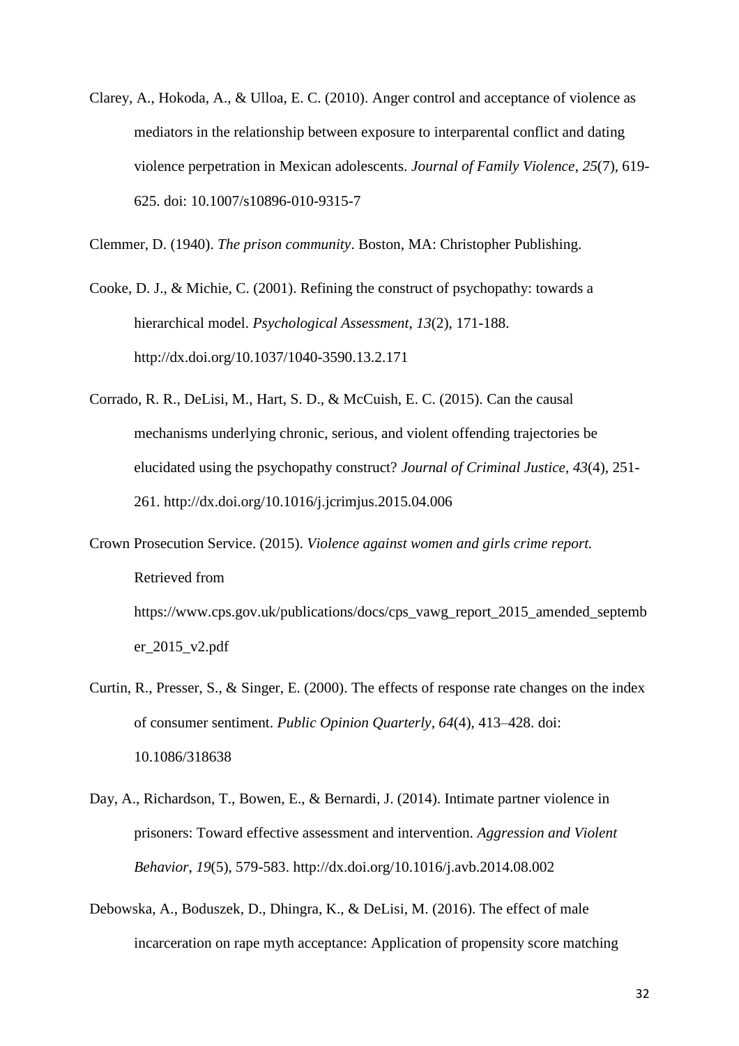Clarey, A., Hokoda, A., & Ulloa, E. C. (2010). Anger control and acceptance of violence as mediators in the relationship between exposure to interparental conflict and dating violence perpetration in Mexican adolescents. *Journal of Family Violence*, *25*(7), 619-625. doi: 10.1007/s10896-010-9315-7

Clemmer, D. (1940). *The prison community*. Boston, MA: Christopher Publishing.

Cooke, D. J., & Michie, C. (2001). Refining the construct of psychopathy: towards a hierarchical model. *Psychological Assessment*, *13*(2), 171-188. http://dx.doi.org/10.1037/1040-3590.13.2.171

Corrado, R. R., DeLisi, M., Hart, S. D., & McCuish, E. C. (2015). Can the causal mechanisms underlying chronic, serious, and violent offending trajectories be elucidated using the psychopathy construct? *Journal of Criminal Justice*, *43*(4), 251-261. http://dx.doi.org/10.1016/j.jcrimjus.2015.04.006

Crown Prosecution Service. (2015). *Violence against women and girls crime report.* Retrieved from https://www.cps.gov.uk/publications/docs/cps_vawg_report_2015_amended_september_2015_v2.pdf

Curtin, R., Presser, S., & Singer, E. (2000). The effects of response rate changes on the index of consumer sentiment. *Public Opinion Quarterly*, *64*(4), 413–428. doi: 10.1086/318638

Day, A., Richardson, T., Bowen, E., & Bernardi, J. (2014). Intimate partner violence in prisoners: Toward effective assessment and intervention. *Aggression and Violent Behavior*, *19*(5), 579-583. http://dx.doi.org/10.1016/j.avb.2014.08.002

Debowska, A., Boduszek, D., Dhingra, K., & DeLisi, M. (2016). The effect of male incarceration on rape myth acceptance: Application of propensity score matching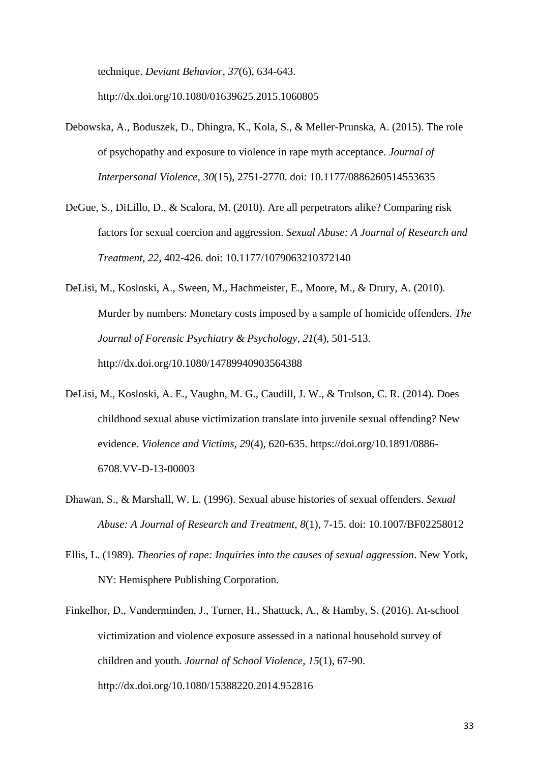technique. *Deviant Behavior*, *37*(6), 634-643. http://dx.doi.org/10.1080/01639625.2015.1060805

Debowska, A., Boduszek, D., Dhingra, K., Kola, S., & Meller-Prunska, A. (2015). The role of psychopathy and exposure to violence in rape myth acceptance. *Journal of Interpersonal Violence*, *30*(15), 2751-2770. doi: 10.1177/0886260514553635

DeGue, S., DiLillo, D., & Scalora, M. (2010). Are all perpetrators alike? Comparing risk factors for sexual coercion and aggression. *Sexual Abuse: A Journal of Research and Treatment, 22*, 402-426. doi: 10.1177/1079063210372140

DeLisi, M., Kosloski, A., Sween, M., Hachmeister, E., Moore, M., & Drury, A. (2010). Murder by numbers: Monetary costs imposed by a sample of homicide offenders. *The Journal of Forensic Psychiatry & Psychology*, *21*(4), 501-513. http://dx.doi.org/10.1080/14789940903564388

DeLisi, M., Kosloski, A. E., Vaughn, M. G., Caudill, J. W., & Trulson, C. R. (2014). Does childhood sexual abuse victimization translate into juvenile sexual offending? New evidence. *Violence and Victims*, *29*(4), 620-635. https://doi.org/10.1891/0886-6708.VV-D-13-00003

Dhawan, S., & Marshall, W. L. (1996). Sexual abuse histories of sexual offenders. *Sexual Abuse: A Journal of Research and Treatment*, *8*(1), 7-15. doi: 10.1007/BF02258012

Ellis, L. (1989). *Theories of rape: Inquiries into the causes of sexual aggression*. New York, NY: Hemisphere Publishing Corporation.

Finkelhor, D., Vanderminden, J., Turner, H., Shattuck, A., & Hamby, S. (2016). At-school victimization and violence exposure assessed in a national household survey of children and youth. *Journal of School Violence*, *15*(1), 67-90. http://dx.doi.org/10.1080/15388220.2014.952816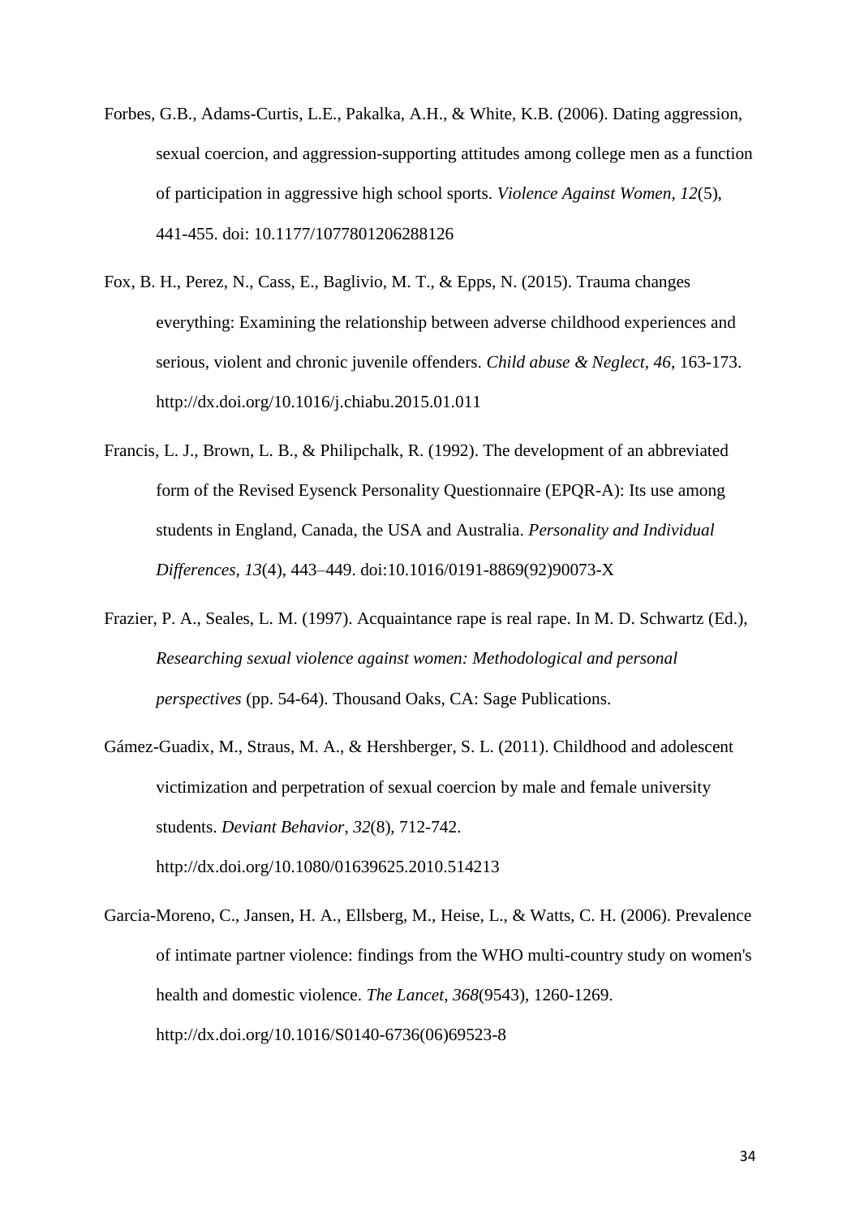Forbes, G.B., Adams-Curtis, L.E., Pakalka, A.H., & White, K.B. (2006). Dating aggression, sexual coercion, and aggression-supporting attitudes among college men as a function of participation in aggressive high school sports. *Violence Against Women, 12*(5), 441-455. doi: 10.1177/1077801206288126

Fox, B. H., Perez, N., Cass, E., Baglivio, M. T., & Epps, N. (2015). Trauma changes everything: Examining the relationship between adverse childhood experiences and serious, violent and chronic juvenile offenders. *Child abuse & Neglect*, *46*, 163-173. http://dx.doi.org/10.1016/j.chiabu.2015.01.011

Francis, L. J., Brown, L. B., & Philipchalk, R. (1992). The development of an abbreviated form of the Revised Eysenck Personality Questionnaire (EPQR-A): Its use among students in England, Canada, the USA and Australia. *Personality and Individual Differences, 13*(4), 443–449. doi:10.1016/0191-8869(92)90073-X

Frazier, P. A., Seales, L. M. (1997). Acquaintance rape is real rape. In M. D. Schwartz (Ed.), *Researching sexual violence against women: Methodological and personal perspectives* (pp. 54-64). Thousand Oaks, CA: Sage Publications.

Gámez-Guadix, M., Straus, M. A., & Hershberger, S. L. (2011). Childhood and adolescent victimization and perpetration of sexual coercion by male and female university students. *Deviant Behavior*, *32*(8), 712-742. http://dx.doi.org/10.1080/01639625.2010.514213

Garcia-Moreno, C., Jansen, H. A., Ellsberg, M., Heise, L., & Watts, C. H. (2006). Prevalence of intimate partner violence: findings from the WHO multi-country study on women's health and domestic violence. *The Lancet, 368*(9543), 1260-1269. http://dx.doi.org/10.1016/S0140-6736(06)69523-8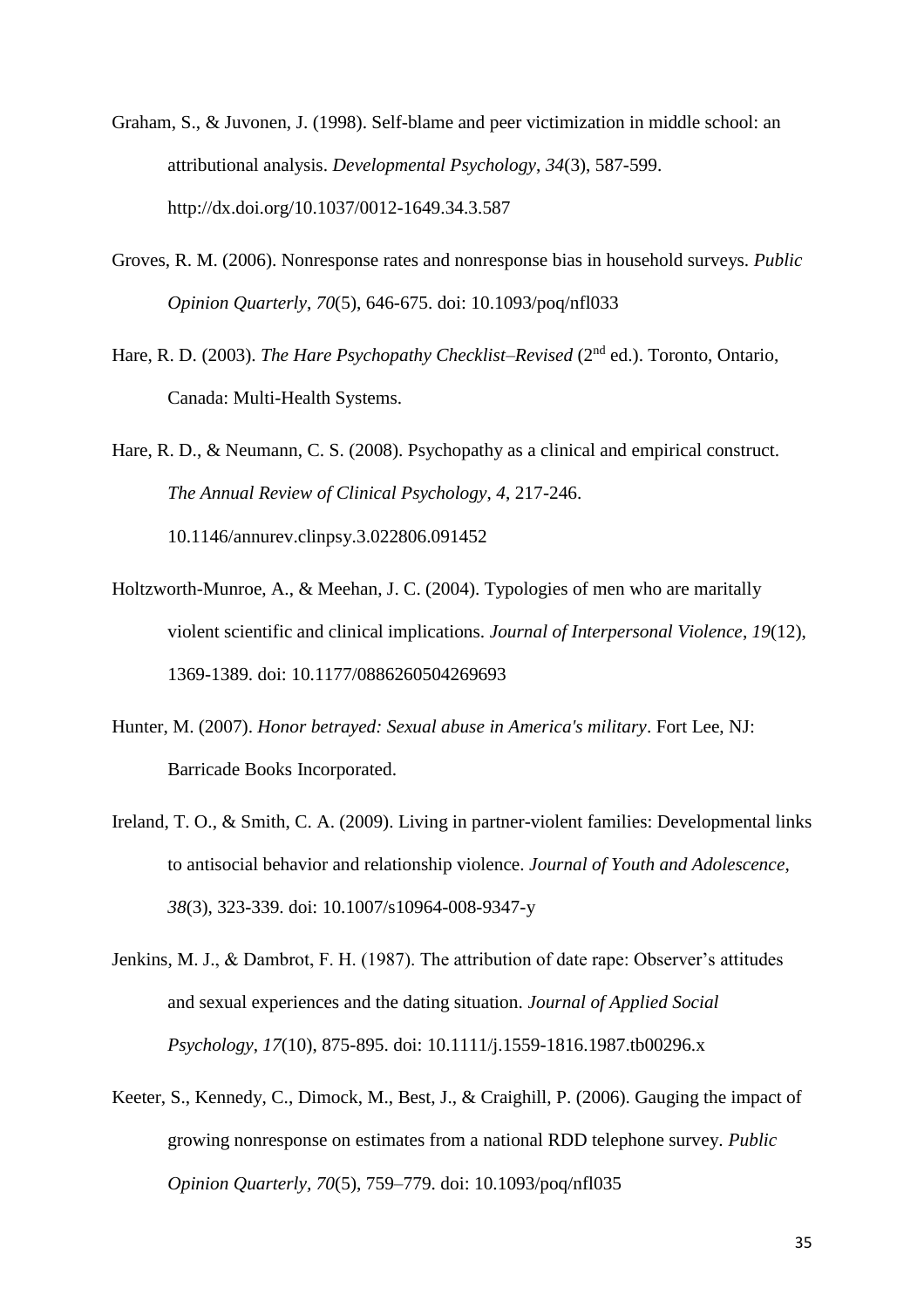Graham, S., & Juvonen, J. (1998). Self-blame and peer victimization in middle school: an attributional analysis. *Developmental Psychology, 34*(3), 587-599. http://dx.doi.org/10.1037/0012-1649.34.3.587

Groves, R. M. (2006). Nonresponse rates and nonresponse bias in household surveys. *Public Opinion Quarterly*, *70*(5), 646-675. doi: 10.1093/poq/nfl033

Hare, R. D. (2003). *The Hare Psychopathy Checklist–Revised* (2nd ed.). Toronto, Ontario, Canada: Multi-Health Systems.

Hare, R. D., & Neumann, C. S. (2008). Psychopathy as a clinical and empirical construct. *The Annual Review of Clinical Psychology*, *4*, 217-246. 10.1146/annurev.clinpsy.3.022806.091452

Holtzworth-Munroe, A., & Meehan, J. C. (2004). Typologies of men who are maritally violent scientific and clinical implications. *Journal of Interpersonal Violence*, *19*(12), 1369-1389. doi: 10.1177/0886260504269693

Hunter, M. (2007). *Honor betrayed: Sexual abuse in America's military*. Fort Lee, NJ: Barricade Books Incorporated.

Ireland, T. O., & Smith, C. A. (2009). Living in partner-violent families: Developmental links to antisocial behavior and relationship violence. *Journal of Youth and Adolescence*, *38*(3), 323-339. doi: 10.1007/s10964-008-9347-y

Jenkins, M. J., & Dambrot, F. H. (1987). The attribution of date rape: Observer's attitudes and sexual experiences and the dating situation. *Journal of Applied Social Psychology*, *17*(10), 875-895. doi: 10.1111/j.1559-1816.1987.tb00296.x

Keeter, S., Kennedy, C., Dimock, M., Best, J., & Craighill, P. (2006). Gauging the impact of growing nonresponse on estimates from a national RDD telephone survey. *Public Opinion Quarterly, 70*(5), 759–779. doi: 10.1093/poq/nfl035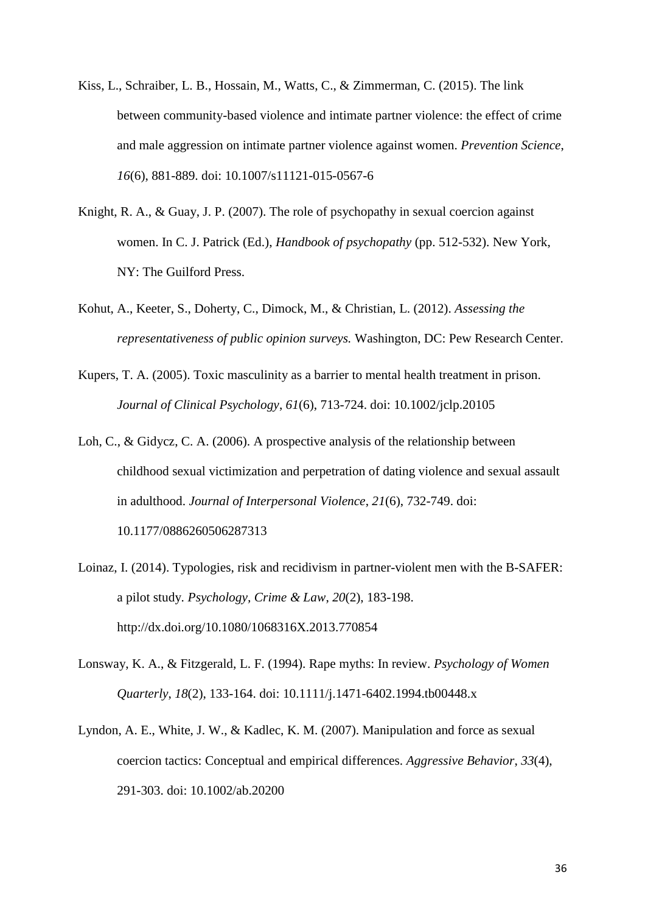Kiss, L., Schraiber, L. B., Hossain, M., Watts, C., & Zimmerman, C. (2015). The link between community-based violence and intimate partner violence: the effect of crime and male aggression on intimate partner violence against women. *Prevention Science*, *16*(6), 881-889. doi: 10.1007/s11121-015-0567-6

Knight, R. A., & Guay, J. P. (2007). The role of psychopathy in sexual coercion against women. In C. J. Patrick (Ed.), *Handbook of psychopathy* (pp. 512-532). New York, NY: The Guilford Press.

Kohut, A., Keeter, S., Doherty, C., Dimock, M., & Christian, L. (2012). *Assessing the representativeness of public opinion surveys.* Washington, DC: Pew Research Center.

Kupers, T. A. (2005). Toxic masculinity as a barrier to mental health treatment in prison. *Journal of Clinical Psychology*, *61*(6), 713-724. doi: 10.1002/jclp.20105

Loh, C., & Gidycz, C. A. (2006). A prospective analysis of the relationship between childhood sexual victimization and perpetration of dating violence and sexual assault in adulthood. *Journal of Interpersonal Violence*, *21*(6), 732-749. doi: 10.1177/0886260506287313

Loinaz, I. (2014). Typologies, risk and recidivism in partner-violent men with the B-SAFER: a pilot study. *Psychology, Crime & Law*, *20*(2), 183-198. http://dx.doi.org/10.1080/1068316X.2013.770854

Lonsway, K. A., & Fitzgerald, L. F. (1994). Rape myths: In review. *Psychology of Women Quarterly*, *18*(2), 133-164. doi: 10.1111/j.1471-6402.1994.tb00448.x

Lyndon, A. E., White, J. W., & Kadlec, K. M. (2007). Manipulation and force as sexual coercion tactics: Conceptual and empirical differences. *Aggressive Behavior*, *33*(4), 291-303. doi: 10.1002/ab.20200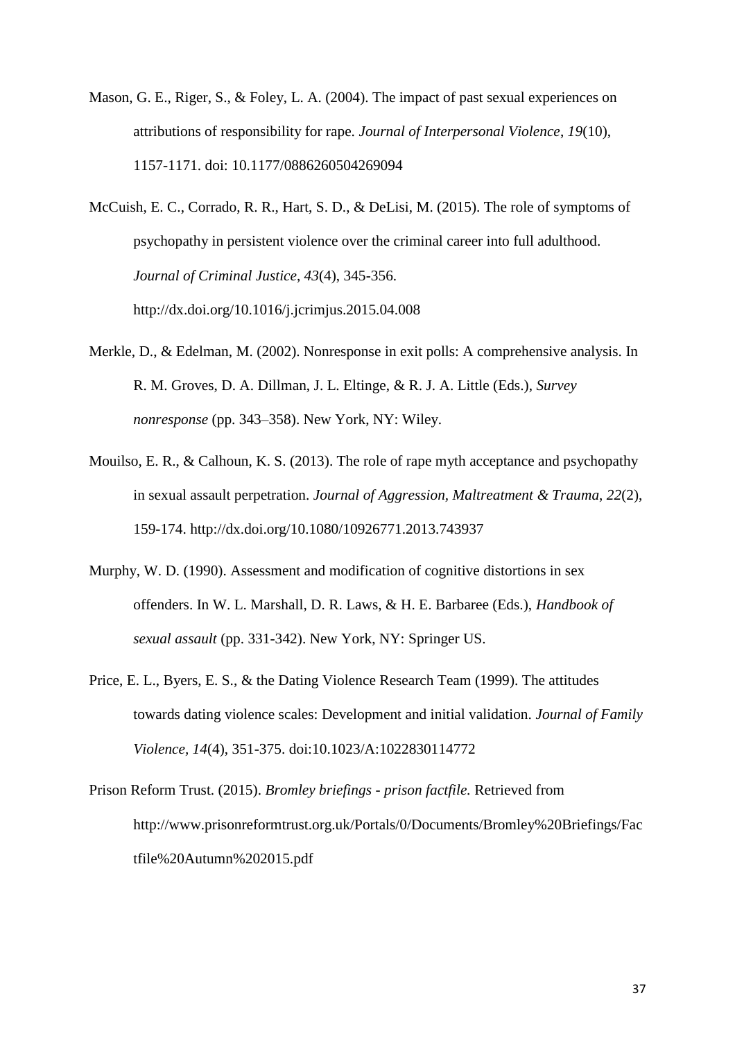Mason, G. E., Riger, S., & Foley, L. A. (2004). The impact of past sexual experiences on attributions of responsibility for rape. *Journal of Interpersonal Violence*, *19*(10), 1157-1171. doi: 10.1177/0886260504269094

McCuish, E. C., Corrado, R. R., Hart, S. D., & DeLisi, M. (2015). The role of symptoms of psychopathy in persistent violence over the criminal career into full adulthood. *Journal of Criminal Justice*, *43*(4), 345-356. http://dx.doi.org/10.1016/j.jcrimjus.2015.04.008

Merkle, D., & Edelman, M. (2002). Nonresponse in exit polls: A comprehensive analysis. In R. M. Groves, D. A. Dillman, J. L. Eltinge, & R. J. A. Little (Eds.), *Survey nonresponse* (pp. 343–358). New York, NY: Wiley.

Mouilso, E. R., & Calhoun, K. S. (2013). The role of rape myth acceptance and psychopathy in sexual assault perpetration. *Journal of Aggression, Maltreatment & Trauma*, *22*(2), 159-174. http://dx.doi.org/10.1080/10926771.2013.743937

Murphy, W. D. (1990). Assessment and modification of cognitive distortions in sex offenders. In W. L. Marshall, D. R. Laws, & H. E. Barbaree (Eds.), *Handbook of sexual assault* (pp. 331-342). New York, NY: Springer US.

Price, E. L., Byers, E. S., & the Dating Violence Research Team (1999). The attitudes towards dating violence scales: Development and initial validation. *Journal of Family Violence*, *14*(4), 351-375. doi:10.1023/A:1022830114772

Prison Reform Trust. (2015). *Bromley briefings - prison factfile.* Retrieved from http://www.prisonreformtrust.org.uk/Portals/0/Documents/Bromley%20Briefings/Factfile%20Autumn%202015.pdf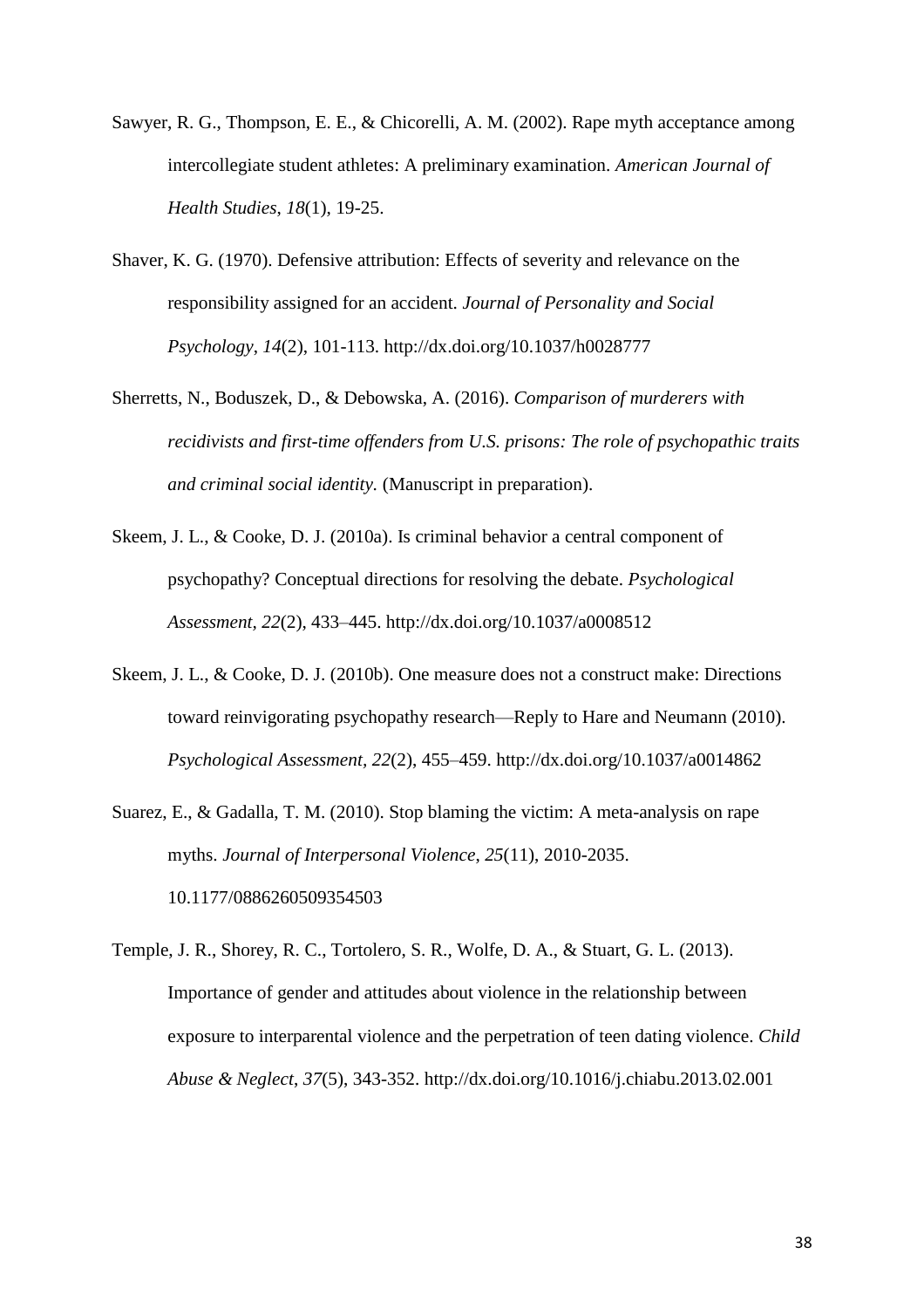Sawyer, R. G., Thompson, E. E., & Chicorelli, A. M. (2002). Rape myth acceptance among intercollegiate student athletes: A preliminary examination. *American Journal of Health Studies*, *18*(1), 19-25.

Shaver, K. G. (1970). Defensive attribution: Effects of severity and relevance on the responsibility assigned for an accident. *Journal of Personality and Social Psychology*, *14*(2), 101-113. http://dx.doi.org/10.1037/h0028777

Sherretts, N., Boduszek, D., & Debowska, A. (2016). *Comparison of murderers with recidivists and first-time offenders from U.S. prisons: The role of psychopathic traits and criminal social identity.* (Manuscript in preparation).

Skeem, J. L., & Cooke, D. J. (2010a). Is criminal behavior a central component of psychopathy? Conceptual directions for resolving the debate. *Psychological Assessment, 22*(2), 433–445. http://dx.doi.org/10.1037/a0008512

Skeem, J. L., & Cooke, D. J. (2010b). One measure does not a construct make: Directions toward reinvigorating psychopathy research—Reply to Hare and Neumann (2010). *Psychological Assessment*, *22*(2), 455–459. http://dx.doi.org/10.1037/a0014862

Suarez, E., & Gadalla, T. M. (2010). Stop blaming the victim: A meta-analysis on rape myths. *Journal of Interpersonal Violence*, *25*(11), 2010-2035. 10.1177/0886260509354503

Temple, J. R., Shorey, R. C., Tortolero, S. R., Wolfe, D. A., & Stuart, G. L. (2013). Importance of gender and attitudes about violence in the relationship between exposure to interparental violence and the perpetration of teen dating violence. *Child Abuse & Neglect*, *37*(5), 343-352. http://dx.doi.org/10.1016/j.chiabu.2013.02.001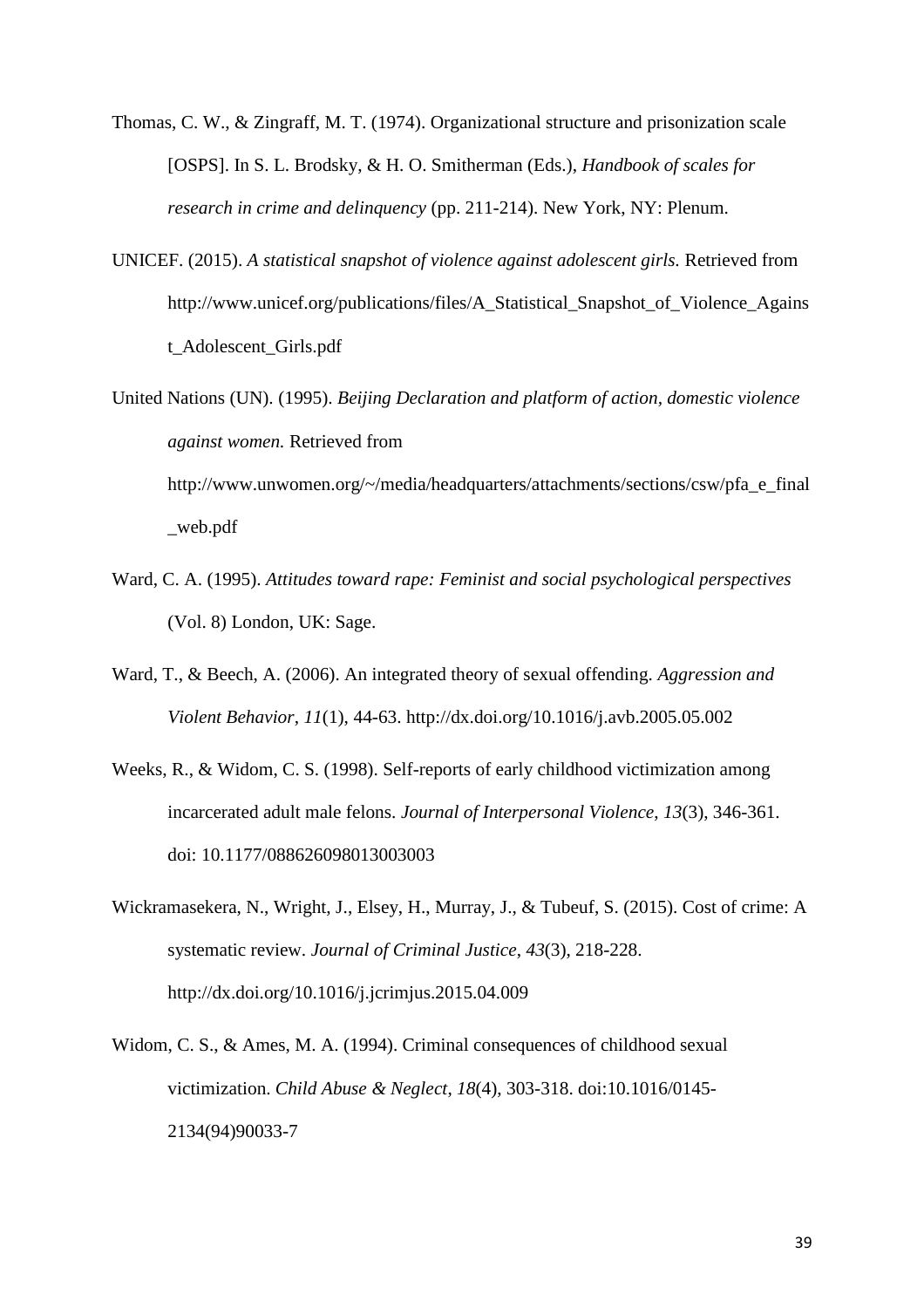Thomas, C. W., & Zingraff, M. T. (1974). Organizational structure and prisonization scale [OSPS]. In S. L. Brodsky, & H. O. Smitherman (Eds.), *Handbook of scales for research in crime and delinquency* (pp. 211-214). New York, NY: Plenum.

UNICEF. (2015). *A statistical snapshot of violence against adolescent girls.* Retrieved from http://www.unicef.org/publications/files/A_Statistical_Snapshot_of_Violence_Against_Adolescent_Girls.pdf

United Nations (UN). (1995). *Beijing Declaration and platform of action, domestic violence against women.* Retrieved from http://www.unwomen.org/~/media/headquarters/attachments/sections/csw/pfa_e_final_web.pdf

Ward, C. A. (1995). *Attitudes toward rape: Feminist and social psychological perspectives* (Vol. 8) London, UK: Sage.

Ward, T., & Beech, A. (2006). An integrated theory of sexual offending. *Aggression and Violent Behavior*, *11*(1), 44-63. http://dx.doi.org/10.1016/j.avb.2005.05.002

Weeks, R., & Widom, C. S. (1998). Self-reports of early childhood victimization among incarcerated adult male felons. *Journal of Interpersonal Violence*, *13*(3), 346-361. doi: 10.1177/088626098013003003

Wickramasekera, N., Wright, J., Elsey, H., Murray, J., & Tubeuf, S. (2015). Cost of crime: A systematic review. *Journal of Criminal Justice*, *43*(3), 218-228. http://dx.doi.org/10.1016/j.jcrimjus.2015.04.009

Widom, C. S., & Ames, M. A. (1994). Criminal consequences of childhood sexual victimization. *Child Abuse & Neglect*, *18*(4), 303-318. doi:10.1016/0145-2134(94)90033-7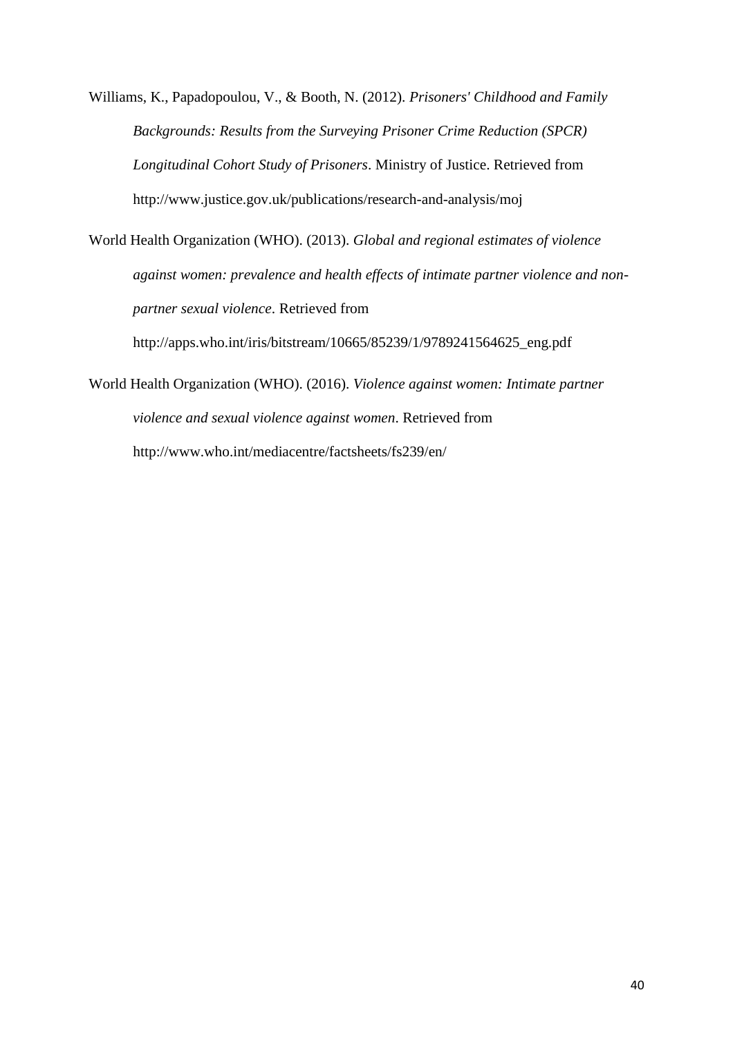Williams, K., Papadopoulou, V., & Booth, N. (2012). *Prisoners' Childhood and Family Backgrounds: Results from the Surveying Prisoner Crime Reduction (SPCR) Longitudinal Cohort Study of Prisoners*. Ministry of Justice. Retrieved from http://www.justice.gov.uk/publications/research-and-analysis/moj

World Health Organization (WHO). (2013). *Global and regional estimates of violence against women: prevalence and health effects of intimate partner violence and non-partner sexual violence*. Retrieved from http://apps.who.int/iris/bitstream/10665/85239/1/9789241564625_eng.pdf

World Health Organization (WHO). (2016). *Violence against women: Intimate partner violence and sexual violence against women*. Retrieved from http://www.who.int/mediacentre/factsheets/fs239/en/